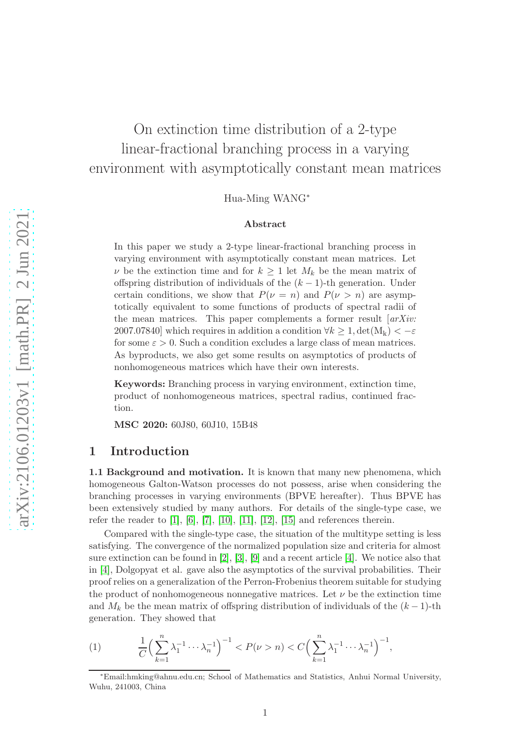# On extinction time distribution of a 2-type linear-fractional branching process in a varying environment with asymptotically constant mean matrices

Hua-Ming WANG[*]

### Abstract

In this paper we study a 2-type linear-fractional branching process in varying environment with asymptotically constant mean matrices. Let $\nu$ be the extinction time and for $k \geq 1$ let $M_k$ be the mean matrix of offspring distribution of individuals of the $(k-1)$-th generation. Under certain conditions, we show that $P(\nu = n)$ and $P(\nu > n)$ are asymptotically equivalent to some functions of products of spectral radii of the mean matrices. This paper complements a former result [*arXiv:* 2007.07840] which requires in addition a condition $\forall k \geq 1, \det(\mathrm{M_k}) < -\varepsilon$ for some $\varepsilon > 0$. Such a condition excludes a large class of mean matrices. As byproducts, we also get some results on asymptotics of products of nonhomogeneous matrices which have their own interests.

**Keywords:** Branching process in varying environment, extinction time, product of nonhomogeneous matrices, spectral radius, continued fraction.

**MSC 2020:** 60J80, 60J10, 15B48

## 1 Introduction

**1.1 Background and motivation.** It is known that many new phenomena, which homogeneous Galton-Watson processes do not possess, arise when considering the branching processes in varying environments (BPVE hereafter). Thus BPVE has been extensively studied by many authors. For details of the single-type case, we refer the reader to [1], [6], [7], [10], [11], [12], [15] and references therein.

Compared with the single-type case, the situation of the multitype setting is less satisfying. The convergence of the normalized population size and criteria for almost sure extinction can be found in [2], [3], [9] and a recent article [4]. We notice also that in [4], Dolgopyat et al. gave also the asymptotics of the survival probabilities. Their proof relies on a generalization of the Perron-Frobenius theorem suitable for studying the product of nonhomogeneous nonnegative matrices. Let $\nu$ be the extinction time and $M_k$ be the mean matrix of offspring distribution of individuals of the $(k-1)$-th generation. They showed that

$$
(1) \qquad \frac{1}{C}\Big(\sum_{k=1}^{n}\lambda_1^{-1}\cdots\lambda_n^{-1}\Big)^{-1} < P(\nu > n) < C\Big(\sum_{k=1}^{n}\lambda_1^{-1}\cdots\lambda_n^{-1}\Big)^{-1},
$$

[*] Email:hmking@ahnu.edu.cn; School of Mathematics and Statistics, Anhui Normal University, Wuhu, 241003, China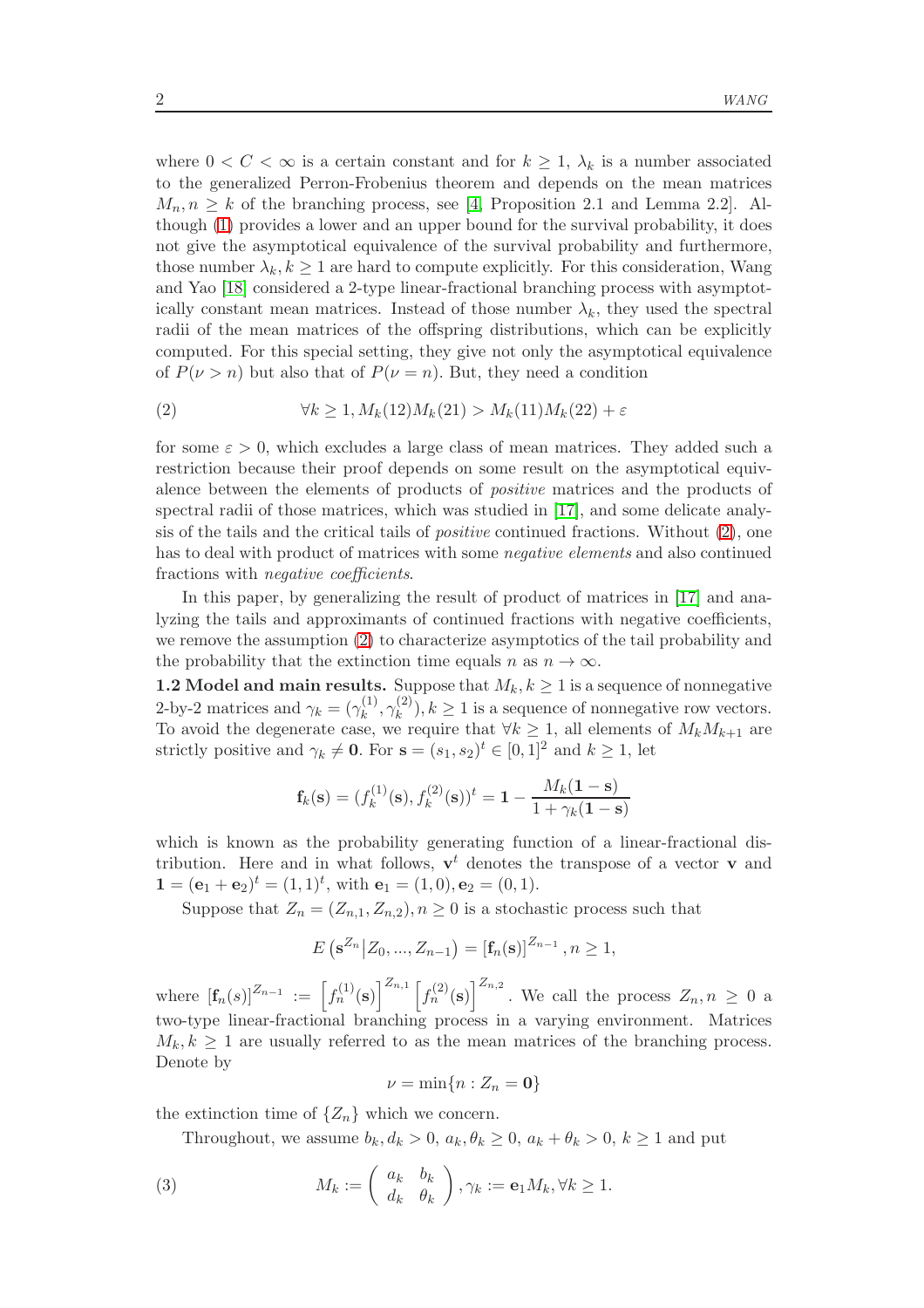where $0 < C < \infty$ is a certain constant and for $k \geq 1$, $\lambda_k$ is a number associated to the generalized Perron-Frobenius theorem and depends on the mean matrices $M_n, n \geq k$ of the branching process, see [4, Proposition 2.1 and Lemma 2.2]. Although (1) provides a lower and an upper bound for the survival probability, it does not give the asymptotical equivalence of the survival probability and furthermore, those number $\lambda_k, k \geq 1$ are hard to compute explicitly. For this consideration, Wang and Yao [18] considered a 2-type linear-fractional branching process with asymptotically constant mean matrices. Instead of those number $\lambda_k$, they used the spectral radii of the mean matrices of the offspring distributions, which can be explicitly computed. For this special setting, they give not only the asymptotical equivalence of $P(\nu > n)$ but also that of $P(\nu = n)$. But, they need a condition

$$\forall k \geq 1, M_k(12)M_k(21) > M_k(11)M_k(22) + \varepsilon \tag{2}$$

for some $\varepsilon > 0$, which excludes a large class of mean matrices. They added such a restriction because their proof depends on some result on the asymptotical equivalence between the elements of products of *positive* matrices and the products of spectral radii of those matrices, which was studied in [17], and some delicate analysis of the tails and the critical tails of *positive* continued fractions. Without (2), one has to deal with product of matrices with some *negative elements* and also continued fractions with *negative coefficients*.

In this paper, by generalizing the result of product of matrices in [17] and analyzing the tails and approximants of continued fractions with negative coefficients, we remove the assumption (2) to characterize asymptotics of the tail probability and the probability that the extinction time equals $n$ as $n \to \infty$.

**1.2 Model and main results.** Suppose that $M_k, k \geq 1$ is a sequence of nonnegative 2-by-2 matrices and $\gamma_k = (\gamma_k^{(1)}, \gamma_k^{(2)}), k \geq 1$ is a sequence of nonnegative row vectors. To avoid the degenerate case, we require that $\forall k \geq 1$, all elements of $M_k M_{k+1}$ are strictly positive and $\gamma_k \neq \mathbf{0}$. For $\mathbf{s} = (s_1, s_2)^t \in [0,1]^2$ and $k \geq 1$, let

$$\mathbf{f}_k(\mathbf{s}) = (f_k^{(1)}(\mathbf{s}), f_k^{(2)}(\mathbf{s}))^t = \mathbf{1} - \frac{M_k(\mathbf{1} - \mathbf{s})}{1 + \gamma_k(\mathbf{1} - \mathbf{s})}$$

which is known as the probability generating function of a linear-fractional distribution. Here and in what follows, $\mathbf{v}^t$ denotes the transpose of a vector $\mathbf{v}$ and $\mathbf{1} = (\mathbf{e}_1 + \mathbf{e}_2)^t = (1,1)^t$, with $\mathbf{e}_1 = (1,0), \mathbf{e}_2 = (0,1)$.

Suppose that $Z_n = (Z_{n,1}, Z_{n,2}), n \geq 0$ is a stochastic process such that

$$E\left(\mathbf{s}^{Z_n} \middle| Z_0, ..., Z_{n-1}\right) = \left[\mathbf{f}_n(\mathbf{s})\right]^{Z_{n-1}}, n \geq 1,$$

where $[\mathbf{f}_n(s)]^{Z_{n-1}} := \left[f_n^{(1)}(\mathbf{s})\right]^{Z_{n,1}} \left[f_n^{(2)}(\mathbf{s})\right]^{Z_{n,2}}$. We call the process $Z_n, n \geq 0$ a two-type linear-fractional branching process in a varying environment. Matrices $M_k, k \geq 1$ are usually referred to as the mean matrices of the branching process. Denote by

$$\nu = \min\{n : Z_n = \mathbf{0}\}$$

the extinction time of $\{Z_n\}$ which we concern.

Throughout, we assume $b_k, d_k > 0$, $a_k, \theta_k \geq 0$, $a_k + \theta_k > 0$, $k \geq 1$ and put

$$M_k := \begin{pmatrix} a_k & b_k \\ d_k & \theta_k \end{pmatrix}, \gamma_k := \mathbf{e}_1 M_k, \forall k \geq 1. \tag{3}$$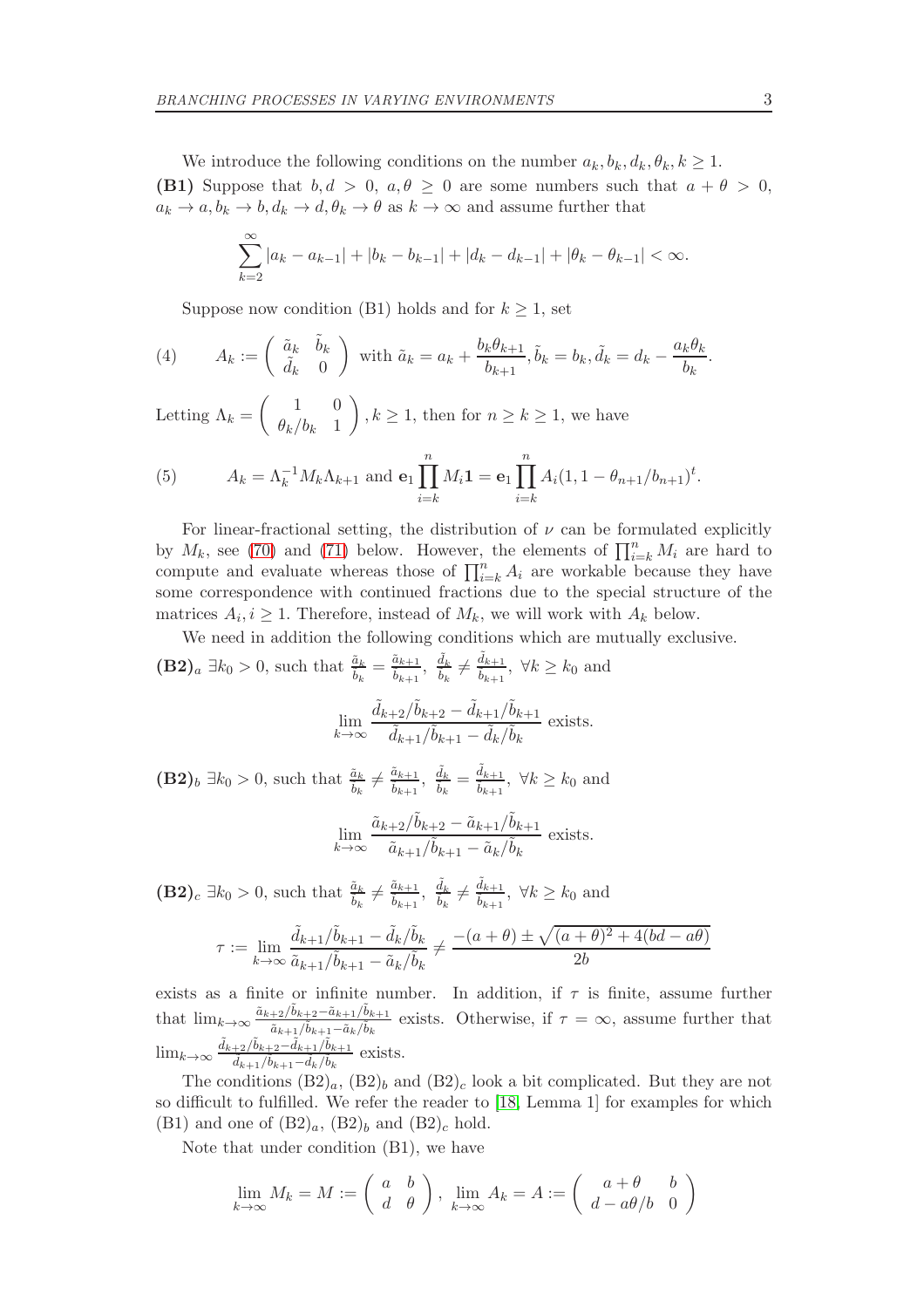We introduce the following conditions on the number $a_k, b_k, d_k, \theta_k, k \ge 1$.

**(B1)** Suppose that $b, d > 0$, $a, \theta \ge 0$ are some numbers such that $a + \theta > 0$, $a_k \to a, b_k \to b, d_k \to d, \theta_k \to \theta$ as $k \to \infty$ and assume further that

$$\sum_{k=2}^{\infty} |a_k - a_{k-1}| + |b_k - b_{k-1}| + |d_k - d_{k-1}| + |\theta_k - \theta_{k-1}| < \infty.$$

Suppose now condition (B1) holds and for $k \ge 1$, set

$$A_k := \begin{pmatrix} \tilde{a}_k & \tilde{b}_k \\ \tilde{d}_k & 0 \end{pmatrix} \text{ with } \tilde{a}_k = a_k + \frac{b_k \theta_{k+1}}{b_{k+1}}, \tilde{b}_k = b_k, \tilde{d}_k = d_k - \frac{a_k \theta_k}{b_k}. \tag{4}$$

Letting $\Lambda_k = \begin{pmatrix} 1 & 0 \\ \theta_k / b_k & 1 \end{pmatrix}, k \ge 1$, then for $n \ge k \ge 1$, we have

$$A_k = \Lambda_k^{-1} M_k \Lambda_{k+1} \text{ and } \mathbf{e}_1 \prod_{i=k}^{n} M_i \mathbf{1} = \mathbf{e}_1 \prod_{i=k}^{n} A_i (1, 1 - \theta_{n+1}/b_{n+1})^t. \tag{5}$$

For linear-fractional setting, the distribution of $\nu$ can be formulated explicitly by $M_k$, see (70) and (71) below. However, the elements of $\prod_{i=k}^{n} M_i$ are hard to compute and evaluate whereas those of $\prod_{i=k}^{n} A_i$ are workable because they have some correspondence with continued fractions due to the special structure of the matrices $A_i, i \ge 1$. Therefore, instead of $M_k$, we will work with $A_k$ below.

We need in addition the following conditions which are mutually exclusive.

**$(\mathbf{B2})_a$** $\exists k_0 > 0$, such that $\frac{\tilde{a}_k}{\tilde{b}_k} = \frac{\tilde{a}_{k+1}}{\tilde{b}_{k+1}}$, $\frac{\tilde{d}_k}{\tilde{b}_k} \ne \frac{\tilde{d}_{k+1}}{\tilde{b}_{k+1}}$, $\forall k \ge k_0$ and

$$\lim_{k \to \infty} \frac{\tilde{d}_{k+2}/\tilde{b}_{k+2} - \tilde{d}_{k+1}/\tilde{b}_{k+1}}{\tilde{d}_{k+1}/\tilde{b}_{k+1} - \tilde{d}_k/\tilde{b}_k} \text{ exists.}$$

**$(\mathbf{B2})_b$** $\exists k_0 > 0$, such that $\frac{\tilde{a}_k}{\tilde{b}_k} \ne \frac{\tilde{a}_{k+1}}{\tilde{b}_{k+1}}$, $\frac{\tilde{d}_k}{\tilde{b}_k} = \frac{\tilde{d}_{k+1}}{\tilde{b}_{k+1}}$, $\forall k \ge k_0$ and

$$\lim_{k \to \infty} \frac{\tilde{a}_{k+2}/\tilde{b}_{k+2} - \tilde{a}_{k+1}/\tilde{b}_{k+1}}{\tilde{a}_{k+1}/\tilde{b}_{k+1} - \tilde{a}_k/\tilde{b}_k} \text{ exists.}$$

**$(\mathbf{B2})_c$** $\exists k_0 > 0$, such that $\frac{\tilde{a}_k}{\tilde{b}_k} \ne \frac{\tilde{a}_{k+1}}{\tilde{b}_{k+1}}$, $\frac{\tilde{d}_k}{\tilde{b}_k} \ne \frac{\tilde{d}_{k+1}}{\tilde{b}_{k+1}}$, $\forall k \ge k_0$ and

$$\tau := \lim_{k \to \infty} \frac{\tilde{d}_{k+1}/\tilde{b}_{k+1} - \tilde{d}_k/\tilde{b}_k}{\tilde{a}_{k+1}/\tilde{b}_{k+1} - \tilde{a}_k/\tilde{b}_k} \ne \frac{-(a+\theta) \pm \sqrt{(a+\theta)^2 + 4(bd - a\theta)}}{2b}$$

exists as a finite or infinite number. In addition, if $\tau$ is finite, assume further that $\lim_{k \to \infty} \frac{\tilde{a}_{k+2}/\tilde{b}_{k+2} - \tilde{a}_{k+1}/\tilde{b}_{k+1}}{\tilde{a}_{k+1}/\tilde{b}_{k+1} - \tilde{a}_k/\tilde{b}_k}$ exists. Otherwise, if $\tau = \infty$, assume further that $\lim_{k \to \infty} \frac{\tilde{d}_{k+2}/\tilde{b}_{k+2} - \tilde{d}_{k+1}/\tilde{b}_{k+1}}{\tilde{d}_{k+1}/\tilde{b}_{k+1} - \tilde{d}_k/\tilde{b}_k}$ exists.

The conditions $(\text{B2})_a$, $(\text{B2})_b$ and $(\text{B2})_c$ look a bit complicated. But they are not so difficult to fulfilled. We refer the reader to [18, Lemma 1] for examples for which (B1) and one of $(\text{B2})_a$, $(\text{B2})_b$ and $(\text{B2})_c$ hold.

Note that under condition (B1), we have

$$\lim_{k \to \infty} M_k = M := \begin{pmatrix} a & b \\ d & \theta \end{pmatrix}, \ \lim_{k \to \infty} A_k = A := \begin{pmatrix} a + \theta & b \\ d - a\theta/b & 0 \end{pmatrix}$$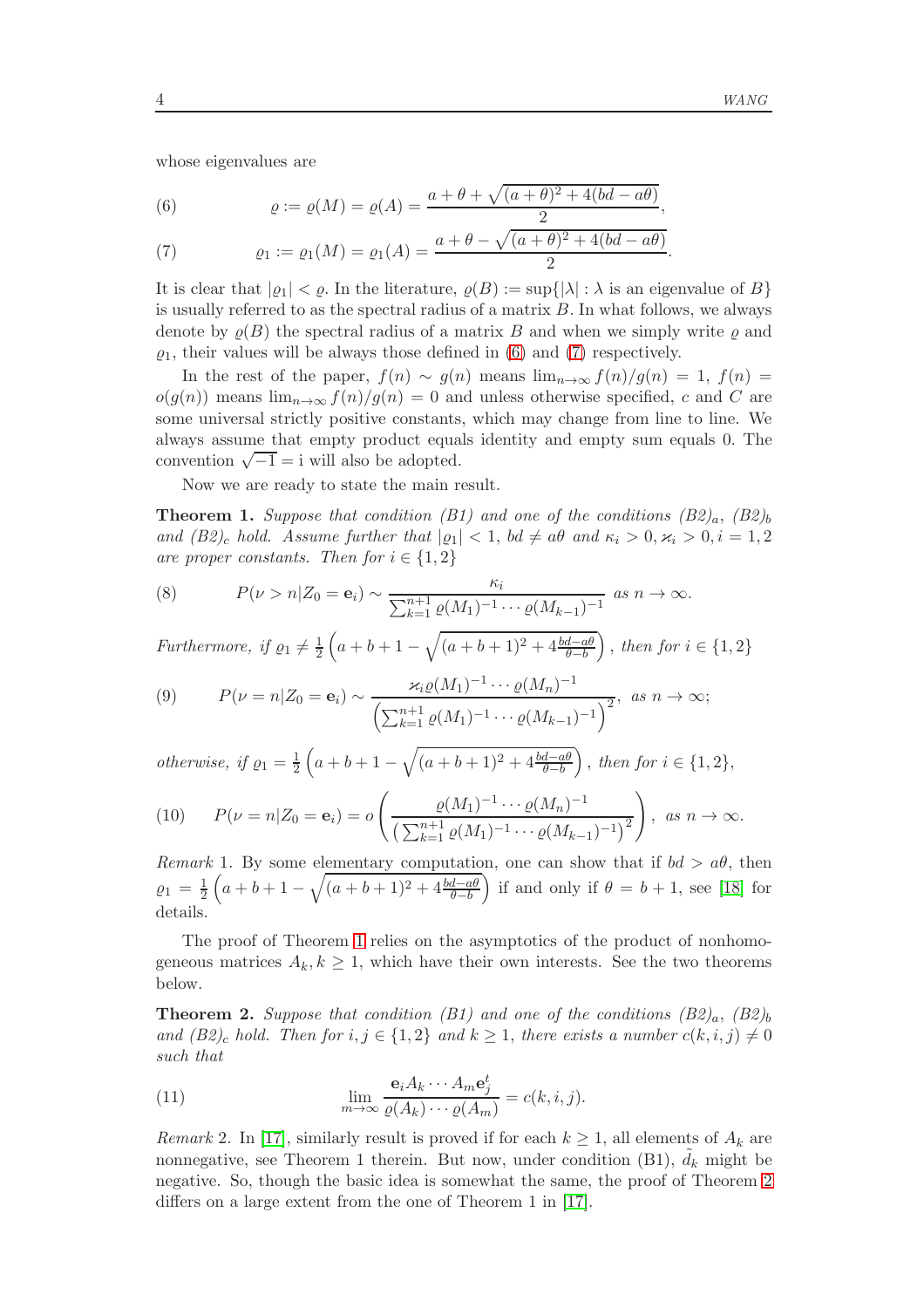whose eigenvalues are

$$\varrho := \varrho(M) = \varrho(A) = \frac{a + \theta + \sqrt{(a+\theta)^2 + 4(bd - a\theta)}}{2}, \tag{6}$$

$$\varrho_1 := \varrho_1(M) = \varrho_1(A) = \frac{a + \theta - \sqrt{(a+\theta)^2 + 4(bd - a\theta)}}{2}. \tag{7}$$

It is clear that $|\varrho_1| < \varrho$. In the literature, $\varrho(B) := \sup\{|\lambda| : \lambda \text{ is an eigenvalue of } B\}$ is usually referred to as the spectral radius of a matrix $B$. In what follows, we always denote by $\varrho(B)$ the spectral radius of a matrix $B$ and when we simply write $\varrho$ and $\varrho_1$, their values will be always those defined in (6) and (7) respectively.

In the rest of the paper, $f(n) \sim g(n)$ means $\lim_{n\to\infty} f(n)/g(n) = 1$, $f(n) = o(g(n))$ means $\lim_{n\to\infty} f(n)/g(n) = 0$ and unless otherwise specified, $c$ and $C$ are some universal strictly positive constants, which may change from line to line. We always assume that empty product equals identity and empty sum equals 0. The convention $\sqrt{-1} = \mathrm{i}$ will also be adopted.

Now we are ready to state the main result.

**Theorem 1.** *Suppose that condition (B1) and one of the conditions $(B2)_a$, $(B2)_b$ and $(B2)_c$ hold. Assume further that $|\varrho_1| < 1$, $bd \neq a\theta$ and $\kappa_i > 0, \varkappa_i > 0, i = 1, 2$ are proper constants. Then for $i \in \{1, 2\}$*

$$P(\nu > n | Z_0 = \mathbf{e}_i) \sim \frac{\kappa_i}{\sum_{k=1}^{n+1} \varrho(M_1)^{-1} \cdots \varrho(M_{k-1})^{-1}} \ \text{ as } n \to \infty. \tag{8}$$

*Furthermore, if $\varrho_1 \neq \frac{1}{2}\left(a + b + 1 - \sqrt{(a+b+1)^2 + 4\frac{bd-a\theta}{\theta - b}}\right)$, then for $i \in \{1, 2\}$*

$$P(\nu = n | Z_0 = \mathbf{e}_i) \sim \frac{\varkappa_i \varrho(M_1)^{-1} \cdots \varrho(M_n)^{-1}}{\left(\sum_{k=1}^{n+1} \varrho(M_1)^{-1} \cdots \varrho(M_{k-1})^{-1}\right)^2}, \ \text{ as } n \to \infty; \tag{9}$$

*otherwise, if $\varrho_1 = \frac{1}{2}\left(a + b + 1 - \sqrt{(a+b+1)^2 + 4\frac{bd-a\theta}{\theta-b}}\right)$, then for $i \in \{1, 2\}$,*

$$P(\nu = n | Z_0 = \mathbf{e}_i) = o\left(\frac{\varrho(M_1)^{-1} \cdots \varrho(M_n)^{-1}}{\left(\sum_{k=1}^{n+1} \varrho(M_1)^{-1} \cdots \varrho(M_{k-1})^{-1}\right)^2}\right), \ \text{ as } n \to \infty. \tag{10}$$

*Remark* 1. By some elementary computation, one can show that if $bd > a\theta$, then $\varrho_1 = \frac{1}{2}\left(a + b + 1 - \sqrt{(a+b+1)^2 + 4\frac{bd-a\theta}{\theta-b}}\right)$ if and only if $\theta = b + 1$, see [18] for details.

The proof of Theorem 1 relies on the asymptotics of the product of nonhomogeneous matrices $A_k, k \geq 1$, which have their own interests. See the two theorems below.

**Theorem 2.** *Suppose that condition (B1) and one of the conditions $(B2)_a$, $(B2)_b$ and $(B2)_c$ hold. Then for $i, j \in \{1, 2\}$ and $k \geq 1$, there exists a number $c(k, i, j) \neq 0$ such that*

$$\lim_{m\to\infty} \frac{\mathbf{e}_i A_k \cdots A_m \mathbf{e}_j^t}{\varrho(A_k) \cdots \varrho(A_m)} = c(k, i, j). \tag{11}$$

*Remark* 2. In [17], similarly result is proved if for each $k \geq 1$, all elements of $A_k$ are nonnegative, see Theorem 1 therein. But now, under condition (B1), $\tilde{d}_k$ might be negative. So, though the basic idea is somewhat the same, the proof of Theorem 2 differs on a large extent from the one of Theorem 1 in [17].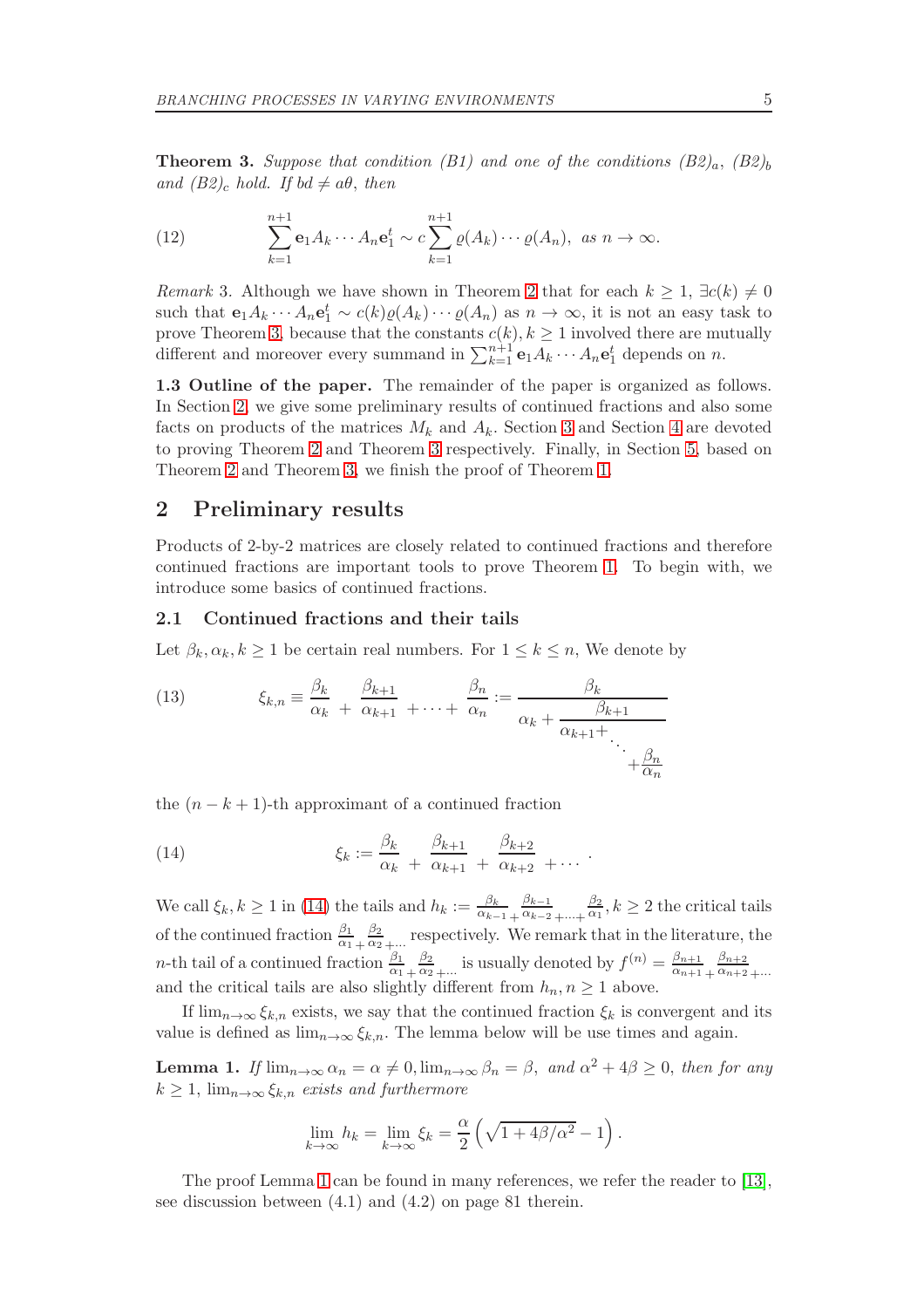**Theorem 3.** *Suppose that condition (B1) and one of the conditions $(B2)_a$, $(B2)_b$ and $(B2)_c$ hold. If $bd \neq a\theta$, then*

$$\sum_{k=1}^{n+1} \mathbf{e}_1 A_k \cdots A_n \mathbf{e}_1^t \sim c \sum_{k=1}^{n+1} \varrho(A_k) \cdots \varrho(A_n), \text{ as } n \to \infty. \tag{12}$$

*Remark* 3. Although we have shown in Theorem 2 that for each $k \geq 1$, $\exists c(k) \neq 0$ such that $\mathbf{e}_1 A_k \cdots A_n \mathbf{e}_1^t \sim c(k) \varrho(A_k) \cdots \varrho(A_n)$ as $n \to \infty$, it is not an easy task to prove Theorem 3, because that the constants $c(k), k \geq 1$ involved there are mutually different and moreover every summand in $\sum_{k=1}^{n+1} \mathbf{e}_1 A_k \cdots A_n \mathbf{e}_1^t$ depends on $n$.

**1.3 Outline of the paper.** The remainder of the paper is organized as follows. In Section 2, we give some preliminary results of continued fractions and also some facts on products of the matrices $M_k$ and $A_k$. Section 3 and Section 4 are devoted to proving Theorem 2 and Theorem 3 respectively. Finally, in Section 5, based on Theorem 2 and Theorem 3, we finish the proof of Theorem 1.

## 2 Preliminary results

Products of 2-by-2 matrices are closely related to continued fractions and therefore continued fractions are important tools to prove Theorem 1. To begin with, we introduce some basics of continued fractions.

### 2.1 Continued fractions and their tails

Let $\beta_k, \alpha_k, k \geq 1$ be certain real numbers. For $1 \leq k \leq n$, We denote by

$$\xi_{k,n} \equiv \frac{\beta_k}{\alpha_k} + \frac{\beta_{k+1}}{\alpha_{k+1}} + \cdots + \frac{\beta_n}{\alpha_n} := \cfrac{\beta_k}{\alpha_k + \cfrac{\beta_{k+1}}{\alpha_{k+1} + \ddots + \cfrac{\beta_n}{\alpha_n}}} \tag{13}$$

the $(n-k+1)$-th approximant of a continued fraction

$$\xi_k := \frac{\beta_k}{\alpha_k} + \frac{\beta_{k+1}}{\alpha_{k+1}} + \frac{\beta_{k+2}}{\alpha_{k+2}} + \cdots. \tag{14}$$

We call $\xi_k, k \geq 1$ in (14) the tails and $h_k := \frac{\beta_k}{\alpha_{k-1}} + \frac{\beta_{k-1}}{\alpha_{k-2}} + \cdots + \frac{\beta_2}{\alpha_1}, k \geq 2$ the critical tails of the continued fraction $\frac{\beta_1}{\alpha_1} + \frac{\beta_2}{\alpha_2} + \cdots$ respectively. We remark that in the literature, the $n$-th tail of a continued fraction $\frac{\beta_1}{\alpha_1} + \frac{\beta_2}{\alpha_2} + \cdots$ is usually denoted by $f^{(n)} = \frac{\beta_{n+1}}{\alpha_{n+1}} + \frac{\beta_{n+2}}{\alpha_{n+2}} + \cdots$ and the critical tails are also slightly different from $h_n, n \geq 1$ above.

If $\lim_{n\to\infty} \xi_{k,n}$ exists, we say that the continued fraction $\xi_k$ is convergent and its value is defined as $\lim_{n\to\infty} \xi_{k,n}$. The lemma below will be use times and again.

**Lemma 1.** *If $\lim_{n\to\infty} \alpha_n = \alpha \neq 0, \lim_{n\to\infty} \beta_n = \beta,$ and $\alpha^2 + 4\beta \geq 0$, then for any $k \geq 1$, $\lim_{n\to\infty} \xi_{k,n}$ exists and furthermore*

$$\lim_{k\to\infty} h_k = \lim_{k\to\infty} \xi_k = \frac{\alpha}{2}\left(\sqrt{1 + 4\beta/\alpha^2} - 1\right).$$

The proof Lemma 1 can be found in many references, we refer the reader to [13], see discussion between (4.1) and (4.2) on page 81 therein.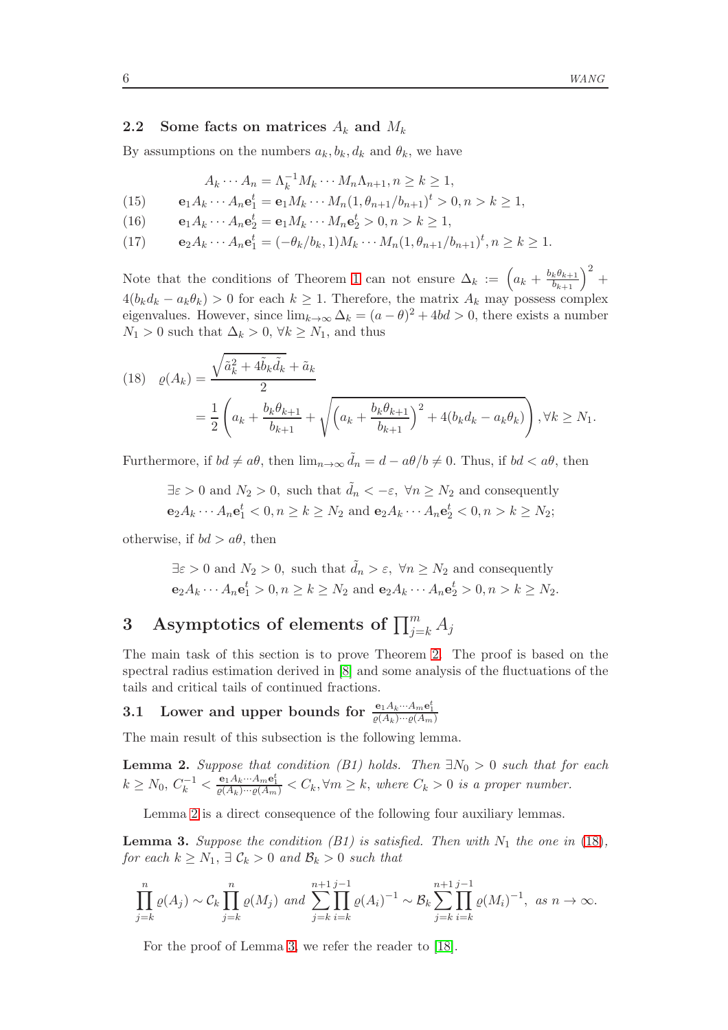### 2.2 Some facts on matrices $A_k$ and $M_k$

By assumptions on the numbers $a_k, b_k, d_k$ and $\theta_k$, we have

$$A_k \cdots A_n = \Lambda_k^{-1} M_k \cdots M_n \Lambda_{n+1}, n \geq k \geq 1,$$

$$\mathbf{e}_1 A_k \cdots A_n \mathbf{e}_1^t = \mathbf{e}_1 M_k \cdots M_n (1, \theta_{n+1}/b_{n+1})^t > 0, n > k \geq 1, \tag{15}$$

$$\mathbf{e}_1 A_k \cdots A_n \mathbf{e}_2^t = \mathbf{e}_1 M_k \cdots M_n \mathbf{e}_2^t > 0, n > k \geq 1, \tag{16}$$

$$\mathbf{e}_2 A_k \cdots A_n \mathbf{e}_1^t = (-\theta_k/b_k, 1) M_k \cdots M_n (1, \theta_{n+1}/b_{n+1})^t, n \geq k \geq 1. \tag{17}$$

Note that the conditions of Theorem 1 can not ensure $\Delta_k := \left(a_k + \frac{b_k\theta_{k+1}}{b_{k+1}}\right)^2 + 4(b_k d_k - a_k\theta_k) > 0$ for each $k \geq 1$. Therefore, the matrix $A_k$ may possess complex eigenvalues. However, since $\lim_{k\to\infty} \Delta_k = (a-\theta)^2 + 4bd > 0$, there exists a number $N_1 > 0$ such that $\Delta_k > 0$, $\forall k \geq N_1$, and thus

$$\begin{aligned}
\varrho(A_k) &= \frac{\sqrt{\tilde{a}_k^2 + 4\tilde{b}_k\tilde{d}_k} + \tilde{a}_k}{2} \\
&= \frac{1}{2}\left(a_k + \frac{b_k\theta_{k+1}}{b_{k+1}} + \sqrt{\left(a_k + \frac{b_k\theta_{k+1}}{b_{k+1}}\right)^2 + 4(b_k d_k - a_k\theta_k)}\right), \forall k \geq N_1.
\end{aligned} \tag{18}$$

Furthermore, if $bd \neq a\theta$, then $\lim_{n\to\infty} \tilde{d}_n = d - a\theta/b \neq 0$. Thus, if $bd < a\theta$, then

$\exists \varepsilon > 0$ and $N_2 > 0$, such that $\tilde{d}_n < -\varepsilon$, $\forall n \geq N_2$ and consequently $\mathbf{e}_2 A_k \cdots A_n \mathbf{e}_1^t < 0, n \geq k \geq N_2$ and $\mathbf{e}_2 A_k \cdots A_n \mathbf{e}_2^t < 0, n > k \geq N_2$;

otherwise, if $bd > a\theta$, then

$\exists \varepsilon > 0$ and $N_2 > 0$, such that $\tilde{d}_n > \varepsilon$, $\forall n \geq N_2$ and consequently $\mathbf{e}_2 A_k \cdots A_n \mathbf{e}_1^t > 0, n \geq k \geq N_2$ and $\mathbf{e}_2 A_k \cdots A_n \mathbf{e}_2^t > 0, n > k \geq N_2$.

## 3 Asymptotics of elements of $\prod_{j=k}^m A_j$

The main task of this section is to prove Theorem 2. The proof is based on the spectral radius estimation derived in [8] and some analysis of the fluctuations of the tails and critical tails of continued fractions.

### 3.1 Lower and upper bounds for $\frac{\mathbf{e}_1 A_k \cdots A_m \mathbf{e}_1^t}{\varrho(A_k)\cdots\varrho(A_m)}$

The main result of this subsection is the following lemma.

**Lemma 2.** *Suppose that condition (B1) holds. Then $\exists N_0 > 0$ such that for each $k \geq N_0$, $C_k^{-1} < \frac{\mathbf{e}_1 A_k \cdots A_m \mathbf{e}_1^t}{\varrho(A_k)\cdots\varrho(A_m)} < C_k, \forall m \geq k$, where $C_k > 0$ is a proper number.*

Lemma 2 is a direct consequence of the following four auxiliary lemmas.

**Lemma 3.** *Suppose the condition (B1) is satisfied. Then with $N_1$ the one in (18), for each $k \geq N_1$, $\exists\ \mathcal{C}_k > 0$ and $\mathcal{B}_k > 0$ such that*

$$\prod_{j=k}^n \varrho(A_j) \sim \mathcal{C}_k \prod_{j=k}^n \varrho(M_j) \text{ and } \sum_{j=k}^{n+1}\prod_{i=k}^{j-1} \varrho(A_i)^{-1} \sim \mathcal{B}_k \sum_{j=k}^{n+1}\prod_{i=k}^{j-1} \varrho(M_i)^{-1}, \text{ as } n \to \infty.$$

For the proof of Lemma 3, we refer the reader to [18].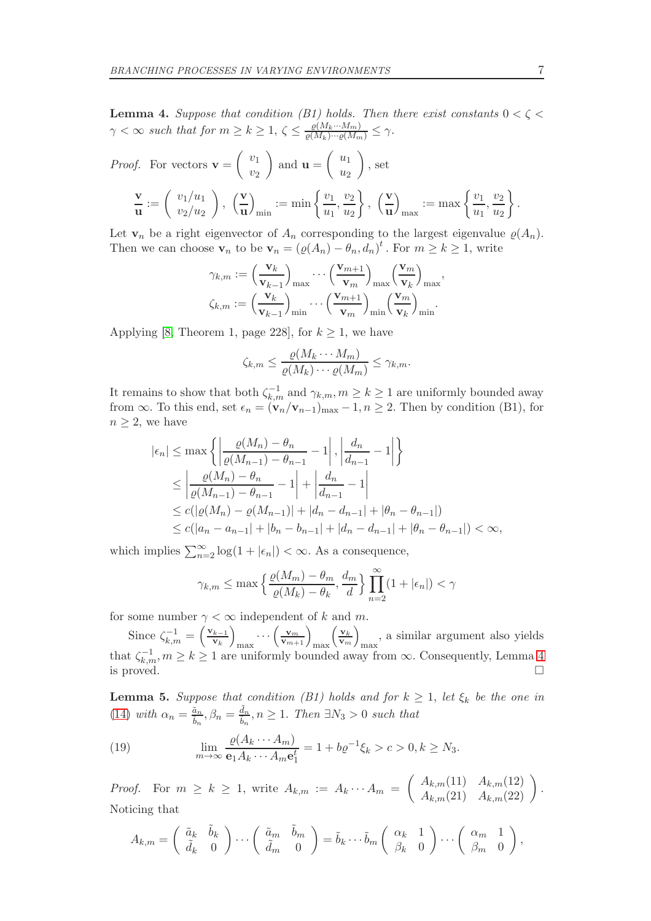**Lemma 4.** *Suppose that condition (B1) holds. Then there exist constants $0 < \zeta < \gamma < \infty$ such that for $m \geq k \geq 1$, $\zeta \leq \frac{\varrho(M_k \cdots M_m)}{\varrho(M_k)\cdots\varrho(M_m)} \leq \gamma$.*

*Proof.* For vectors $\mathbf{v} = \begin{pmatrix} v_1 \\ v_2 \end{pmatrix}$ and $\mathbf{u} = \begin{pmatrix} u_1 \\ u_2 \end{pmatrix}$, set

$$\frac{\mathbf{v}}{\mathbf{u}} := \begin{pmatrix} v_1/u_1 \\ v_2/u_2 \end{pmatrix},\ \left(\frac{\mathbf{v}}{\mathbf{u}}\right)_{\min} := \min\left\{\frac{v_1}{u_1}, \frac{v_2}{u_2}\right\},\ \left(\frac{\mathbf{v}}{\mathbf{u}}\right)_{\max} := \max\left\{\frac{v_1}{u_1}, \frac{v_2}{u_2}\right\}.$$

Let $\mathbf{v}_n$ be a right eigenvector of $A_n$ corresponding to the largest eigenvalue $\varrho(A_n)$. Then we can choose $\mathbf{v}_n$ to be $\mathbf{v}_n = (\varrho(A_n) - \theta_n, d_n)^t$. For $m \geq k \geq 1$, write

$$\gamma_{k,m} := \left(\frac{\mathbf{v}_k}{\mathbf{v}_{k-1}}\right)_{\max} \cdots \left(\frac{\mathbf{v}_{m+1}}{\mathbf{v}_m}\right)_{\max} \left(\frac{\mathbf{v}_m}{\mathbf{v}_k}\right)_{\max},$$
$$\zeta_{k,m} := \left(\frac{\mathbf{v}_k}{\mathbf{v}_{k-1}}\right)_{\min} \cdots \left(\frac{\mathbf{v}_{m+1}}{\mathbf{v}_m}\right)_{\min} \left(\frac{\mathbf{v}_m}{\mathbf{v}_k}\right)_{\min}.$$

Applying [8, Theorem 1, page 228], for $k \geq 1$, we have

$$\zeta_{k,m} \leq \frac{\varrho(M_k \cdots M_m)}{\varrho(M_k)\cdots\varrho(M_m)} \leq \gamma_{k,m}.$$

It remains to show that both $\zeta_{k,m}^{-1}$ and $\gamma_{k,m}, m \geq k \geq 1$ are uniformly bounded away from $\infty$. To this end, set $\epsilon_n = (\mathbf{v}_n/\mathbf{v}_{n-1})_{\max} - 1, n \geq 2$. Then by condition (B1), for $n \geq 2$, we have

$$\begin{aligned}
|\epsilon_n| &\leq \max\left\{\left|\frac{\varrho(M_n) - \theta_n}{\varrho(M_{n-1}) - \theta_{n-1}} - 1\right|, \left|\frac{d_n}{d_{n-1}} - 1\right|\right\} \\
&\leq \left|\frac{\varrho(M_n) - \theta_n}{\varrho(M_{n-1}) - \theta_{n-1}} - 1\right| + \left|\frac{d_n}{d_{n-1}} - 1\right| \\
&\leq c(|\varrho(M_n) - \varrho(M_{n-1})| + |d_n - d_{n-1}| + |\theta_n - \theta_{n-1}|) \\
&\leq c(|a_n - a_{n-1}| + |b_n - b_{n-1}| + |d_n - d_{n-1}| + |\theta_n - \theta_{n-1}|) < \infty,
\end{aligned}$$

which implies $\sum_{n=2}^{\infty} \log(1 + |\epsilon_n|) < \infty$. As a consequence,

$$\gamma_{k,m} \leq \max\left\{\frac{\varrho(M_m) - \theta_m}{\varrho(M_k) - \theta_k}, \frac{d_m}{d}\right\} \prod_{n=2}^{\infty}(1 + |\epsilon_n|) < \gamma$$

for some number $\gamma < \infty$ independent of $k$ and $m$.

Since $\zeta_{k,m}^{-1} = \left(\frac{\mathbf{v}_{k-1}}{\mathbf{v}_k}\right)_{\max} \cdots \left(\frac{\mathbf{v}_m}{\mathbf{v}_{m+1}}\right)_{\max} \left(\frac{\mathbf{v}_k}{\mathbf{v}_m}\right)_{\max}$, a similar argument also yields that $\zeta_{k,m}^{-1}, m \geq k \geq 1$ are uniformly bounded away from $\infty$. Consequently, Lemma 4 is proved. □

**Lemma 5.** *Suppose that condition (B1) holds and for $k \geq 1$, let $\xi_k$ be the one in (14) with $\alpha_n = \frac{\tilde{a}_n}{\tilde{b}_n}, \beta_n = \frac{\tilde{d}_n}{\tilde{b}_n}, n \geq 1$. Then $\exists N_3 > 0$ such that*

$$\lim_{m\to\infty} \frac{\varrho(A_k \cdots A_m)}{\mathbf{e}_1 A_k \cdots A_m \mathbf{e}_1^t} = 1 + b\varrho^{-1}\xi_k > c > 0, k \geq N_3. \tag{19}$$

*Proof.* For $m \geq k \geq 1$, write $A_{k,m} := A_k \cdots A_m = \begin{pmatrix} A_{k,m}(11) & A_{k,m}(12) \\ A_{k,m}(21) & A_{k,m}(22) \end{pmatrix}$. Noticing that

$$A_{k,m} = \begin{pmatrix} \tilde{a}_k & \tilde{b}_k \\ \tilde{d}_k & 0 \end{pmatrix} \cdots \begin{pmatrix} \tilde{a}_m & \tilde{b}_m \\ \tilde{d}_m & 0 \end{pmatrix} = \tilde{b}_k \cdots \tilde{b}_m \begin{pmatrix} \alpha_k & 1 \\ \beta_k & 0 \end{pmatrix} \cdots \begin{pmatrix} \alpha_m & 1 \\ \beta_m & 0 \end{pmatrix},$$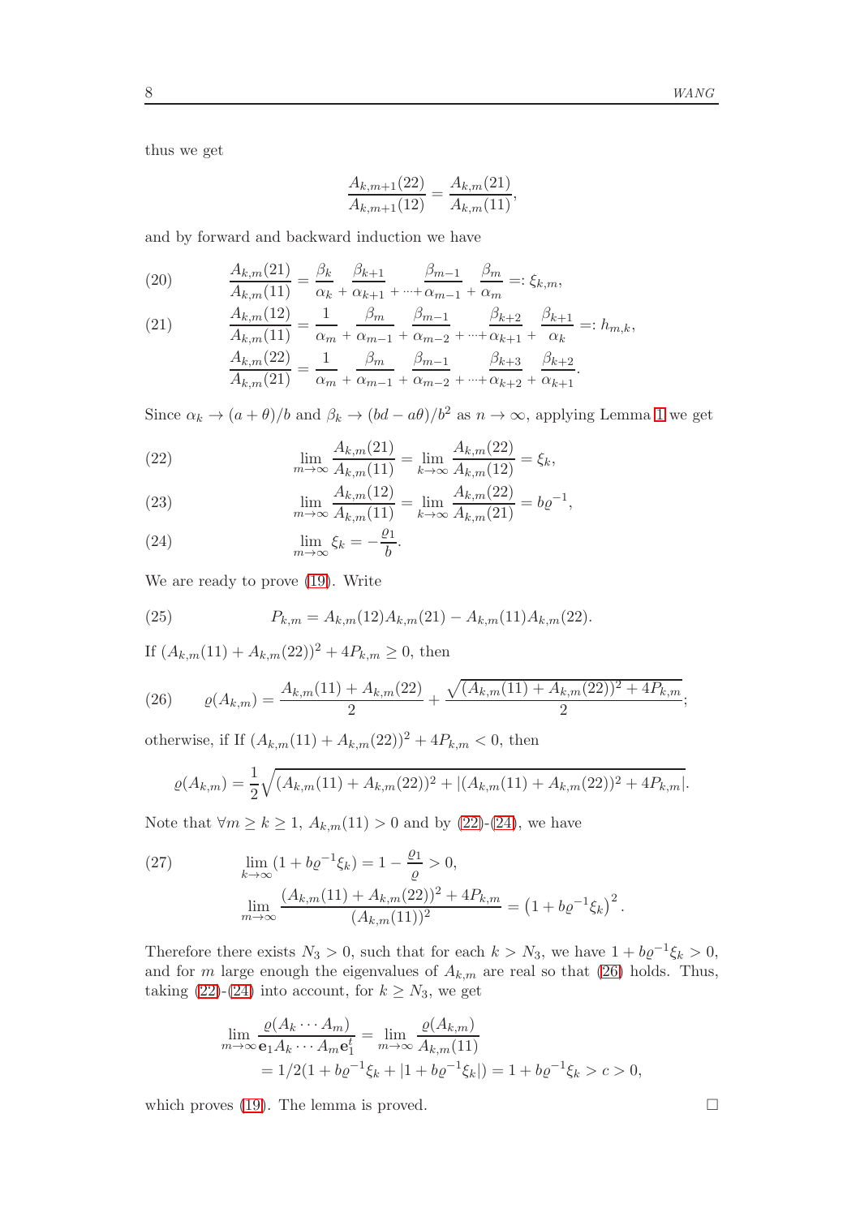thus we get

$$\frac{A_{k,m+1}(22)}{A_{k,m+1}(12)} = \frac{A_{k,m}(21)}{A_{k,m}(11)},$$

and by forward and backward induction we have

$$\frac{A_{k,m}(21)}{A_{k,m}(11)} = \frac{\beta_k}{\alpha_k} + \frac{\beta_{k+1}}{\alpha_{k+1}} + \cdots + \frac{\beta_{m-1}}{\alpha_{m-1}} + \frac{\beta_m}{\alpha_m} =: \xi_{k,m}, \tag{20}$$

$$\frac{A_{k,m}(12)}{A_{k,m}(11)} = \frac{1}{\alpha_m} + \frac{\beta_m}{\alpha_{m-1}} + \frac{\beta_{m-1}}{\alpha_{m-2}} + \cdots + \frac{\beta_{k+2}}{\alpha_{k+1}} + \frac{\beta_{k+1}}{\alpha_k} =: h_{m,k}, \tag{21}$$

$$\frac{A_{k,m}(22)}{A_{k,m}(21)} = \frac{1}{\alpha_m} + \frac{\beta_m}{\alpha_{m-1}} + \frac{\beta_{m-1}}{\alpha_{m-2}} + \cdots + \frac{\beta_{k+3}}{\alpha_{k+2}} + \frac{\beta_{k+2}}{\alpha_{k+1}}.$$

Since $\alpha_k \to (a+\theta)/b$ and $\beta_k \to (bd - a\theta)/b^2$ as $n \to \infty$, applying Lemma 1 we get

$$\lim_{m\to\infty} \frac{A_{k,m}(21)}{A_{k,m}(11)} = \lim_{k\to\infty} \frac{A_{k,m}(22)}{A_{k,m}(12)} = \xi_k, \tag{22}$$

$$\lim_{m\to\infty} \frac{A_{k,m}(12)}{A_{k,m}(11)} = \lim_{k\to\infty} \frac{A_{k,m}(22)}{A_{k,m}(21)} = b\varrho^{-1}, \tag{23}$$

$$\lim_{m\to\infty} \xi_k = -\frac{\varrho_1}{b}. \tag{24}$$

We are ready to prove (19). Write

$$P_{k,m} = A_{k,m}(12)A_{k,m}(21) - A_{k,m}(11)A_{k,m}(22). \tag{25}$$

If $(A_{k,m}(11) + A_{k,m}(22))^2 + 4P_{k,m} \geq 0$, then

$$\varrho(A_{k,m}) = \frac{A_{k,m}(11) + A_{k,m}(22)}{2} + \frac{\sqrt{(A_{k,m}(11) + A_{k,m}(22))^2 + 4P_{k,m}}}{2}; \tag{26}$$

otherwise, if If $(A_{k,m}(11) + A_{k,m}(22))^2 + 4P_{k,m} < 0$, then

$$\varrho(A_{k,m}) = \frac{1}{2}\sqrt{(A_{k,m}(11) + A_{k,m}(22))^2 + |(A_{k,m}(11) + A_{k,m}(22))^2 + 4P_{k,m}|}.$$

Note that $\forall m \geq k \geq 1$, $A_{k,m}(11) > 0$ and by (22)-(24), we have

$$\lim_{k\to\infty} (1 + b\varrho^{-1}\xi_k) = 1 - \frac{\varrho_1}{\varrho} > 0, \tag{27}$$

$$\lim_{m\to\infty} \frac{(A_{k,m}(11) + A_{k,m}(22))^2 + 4P_{k,m}}{(A_{k,m}(11))^2} = \left(1 + b\varrho^{-1}\xi_k\right)^2.$$

Therefore there exists $N_3 > 0$, such that for each $k > N_3$, we have $1 + b\varrho^{-1}\xi_k > 0$, and for $m$ large enough the eigenvalues of $A_{k,m}$ are real so that (26) holds. Thus, taking (22)-(24) into account, for $k \geq N_3$, we get

$$\begin{aligned}
\lim_{m\to\infty} \frac{\varrho(A_k \cdots A_m)}{\mathbf{e}_1 A_k \cdots A_m \mathbf{e}_1^t} &= \lim_{m\to\infty} \frac{\varrho(A_{k,m})}{A_{k,m}(11)} \\
&= 1/2(1 + b\varrho^{-1}\xi_k + |1 + b\varrho^{-1}\xi_k|) = 1 + b\varrho^{-1}\xi_k > c > 0,
\end{aligned}$$

which proves (19). The lemma is proved. $\square$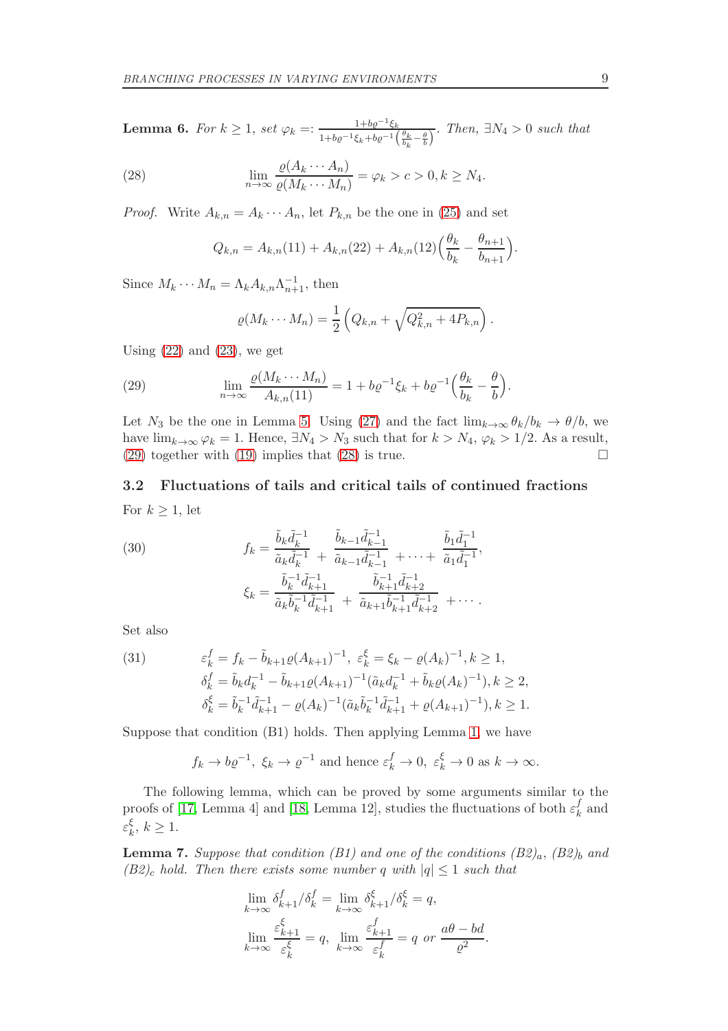**Lemma 6.** *For $k \geq 1$, set $\varphi_k =: \frac{1+b\varrho^{-1}\xi_k}{1+b\varrho^{-1}\xi_k + b\varrho^{-1}\left(\frac{\theta_k}{b_k} - \frac{\theta}{b}\right)}$. Then, $\exists N_4 > 0$ such that*

$$
\lim_{n\to\infty} \frac{\varrho(A_k \cdots A_n)}{\varrho(M_k \cdots M_n)} = \varphi_k > c > 0, k \geq N_4. \tag{28}
$$

*Proof.* Write $A_{k,n} = A_k \cdots A_n$, let $P_{k,n}$ be the one in (25) and set

$$
Q_{k,n} = A_{k,n}(11) + A_{k,n}(22) + A_{k,n}(12)\Big(\frac{\theta_k}{b_k} - \frac{\theta_{n+1}}{b_{n+1}}\Big).
$$

Since $M_k \cdots M_n = \Lambda_k A_{k,n} \Lambda_{n+1}^{-1}$, then

$$
\varrho(M_k \cdots M_n) = \frac{1}{2}\left(Q_{k,n} + \sqrt{Q_{k,n}^2 + 4P_{k,n}}\right).
$$

Using (22) and (23), we get

$$
\lim_{n\to\infty} \frac{\varrho(M_k \cdots M_n)}{A_{k,n}(11)} = 1 + b\varrho^{-1}\xi_k + b\varrho^{-1}\Big(\frac{\theta_k}{b_k} - \frac{\theta}{b}\Big). \tag{29}
$$

Let $N_3$ be the one in Lemma 5. Using (27) and the fact $\lim_{k\to\infty} \theta_k/b_k \to \theta/b$, we have $\lim_{k\to\infty} \varphi_k = 1$. Hence, $\exists N_4 > N_3$ such that for $k > N_4$, $\varphi_k > 1/2$. As a result, (29) together with (19) implies that (28) is true. $\square$

### 3.2 Fluctuations of tails and critical tails of continued fractions

For $k \geq 1$, let

$$
\begin{aligned}
f_k &= \frac{\tilde{b}_k \tilde{d}_k^{-1}}{\tilde{a}_k \tilde{d}_k^{-1}} + \frac{\tilde{b}_{k-1} \tilde{d}_{k-1}^{-1}}{\tilde{a}_{k-1} \tilde{d}_{k-1}^{-1}} + \cdots + \frac{\tilde{b}_1 \tilde{d}_1^{-1}}{\tilde{a}_1 \tilde{d}_1^{-1}}, \\
\xi_k &= \frac{\tilde{b}_k^{-1} \tilde{d}_{k+1}^{-1}}{\tilde{a}_k \tilde{b}_k^{-1} \tilde{d}_{k+1}^{-1}} + \frac{\tilde{b}_{k+1}^{-1} \tilde{d}_{k+2}^{-1}}{\tilde{a}_{k+1} \tilde{b}_{k+1}^{-1} \tilde{d}_{k+2}^{-1}} + \cdots.
\end{aligned} \tag{30}
$$

Set also

$$
\begin{aligned}
&\varepsilon_k^f = f_k - \tilde{b}_{k+1}\varrho(A_{k+1})^{-1},\ \varepsilon_k^\xi = \xi_k - \varrho(A_k)^{-1}, k \geq 1, \\
&\delta_k^f = \tilde{b}_k d_k^{-1} - \tilde{b}_{k+1}\varrho(A_{k+1})^{-1}(\tilde{a}_k d_k^{-1} + \tilde{b}_k \varrho(A_k)^{-1}), k \geq 2, \\
&\delta_k^\xi = \tilde{b}_k^{-1}\tilde{d}_{k+1}^{-1} - \varrho(A_k)^{-1}(\tilde{a}_k \tilde{b}_k^{-1} \tilde{d}_{k+1}^{-1} + \varrho(A_{k+1})^{-1}), k \geq 1.
\end{aligned} \tag{31}
$$

Suppose that condition (B1) holds. Then applying Lemma 1, we have

$$
f_k \to b\varrho^{-1},\ \xi_k \to \varrho^{-1} \text{ and hence } \varepsilon_k^f \to 0,\ \varepsilon_k^\xi \to 0 \text{ as } k \to \infty.
$$

The following lemma, which can be proved by some arguments similar to the proofs of [17, Lemma 4] and [18, Lemma 12], studies the fluctuations of both $\varepsilon_k^f$ and $\varepsilon_k^\xi$, $k \geq 1$.

**Lemma 7.** *Suppose that condition (B1) and one of the conditions $(B2)_a$, $(B2)_b$ and $(B2)_c$ hold. Then there exists some number $q$ with $|q| \leq 1$ such that*

$$
\begin{aligned}
&\lim_{k\to\infty} \delta_{k+1}^f / \delta_k^f = \lim_{k\to\infty} \delta_{k+1}^\xi / \delta_k^\xi = q, \\
&\lim_{k\to\infty} \frac{\varepsilon_{k+1}^\xi}{\varepsilon_k^\xi} = q,\ \lim_{k\to\infty} \frac{\varepsilon_{k+1}^f}{\varepsilon_k^f} = q \text{ or } \frac{a\theta - bd}{\varrho^2}.
\end{aligned}
$$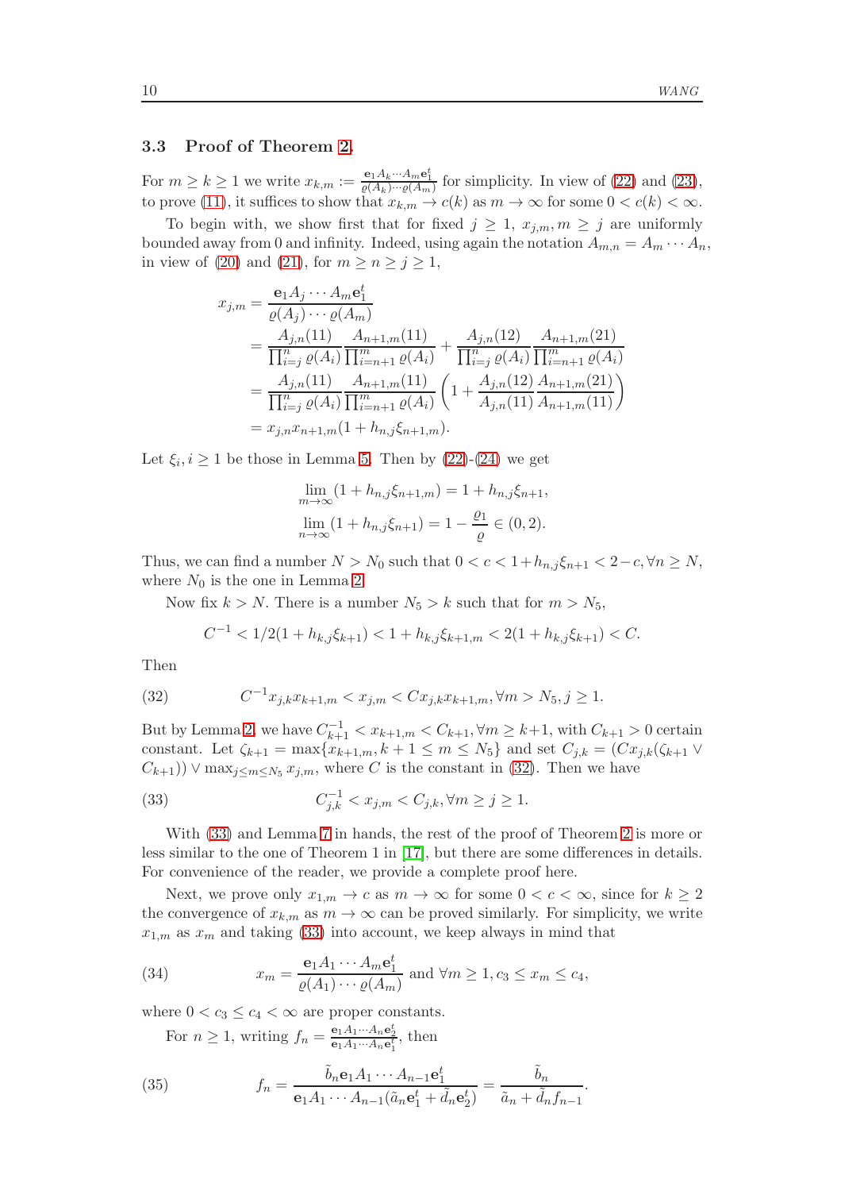### 3.3 Proof of Theorem 2.

For $m \geq k \geq 1$ we write $x_{k,m} := \frac{\mathbf{e}_1 A_k \cdots A_m \mathbf{e}_1^t}{\varrho(A_k)\cdots\varrho(A_m)}$ for simplicity. In view of (22) and (23), to prove (11), it suffices to show that $x_{k,m} \to c(k)$ as $m \to \infty$ for some $0 < c(k) < \infty$.

To begin with, we show first that for fixed $j \geq 1$, $x_{j,m}, m \geq j$ are uniformly bounded away from 0 and infinity. Indeed, using again the notation $A_{m,n} = A_m \cdots A_n$, in view of (20) and (21), for $m \geq n \geq j \geq 1$,

$$
\begin{aligned}
x_{j,m} &= \frac{\mathbf{e}_1 A_j \cdots A_m \mathbf{e}_1^t}{\varrho(A_j)\cdots\varrho(A_m)} \\
&= \frac{A_{j,n}(11)}{\prod_{i=j}^n \varrho(A_i)} \frac{A_{n+1,m}(11)}{\prod_{i=n+1}^m \varrho(A_i)} + \frac{A_{j,n}(12)}{\prod_{i=j}^n \varrho(A_i)} \frac{A_{n+1,m}(21)}{\prod_{i=n+1}^m \varrho(A_i)} \\
&= \frac{A_{j,n}(11)}{\prod_{i=j}^n \varrho(A_i)} \frac{A_{n+1,m}(11)}{\prod_{i=n+1}^m \varrho(A_i)} \left(1 + \frac{A_{j,n}(12)}{A_{j,n}(11)} \frac{A_{n+1,m}(21)}{A_{n+1,m}(11)}\right) \\
&= x_{j,n} x_{n+1,m}(1 + h_{n,j}\xi_{n+1,m}).
\end{aligned}
$$

Let $\xi_i, i \geq 1$ be those in Lemma 5. Then by (22)-(24) we get

$$
\lim_{m\to\infty}(1 + h_{n,j}\xi_{n+1,m}) = 1 + h_{n,j}\xi_{n+1},
$$

$$
\lim_{n\to\infty}(1 + h_{n,j}\xi_{n+1}) = 1 - \frac{\varrho_1}{\varrho} \in (0, 2).
$$

Thus, we can find a number $N > N_0$ such that $0 < c < 1 + h_{n,j}\xi_{n+1} < 2 - c, \forall n \geq N$, where $N_0$ is the one in Lemma 2.

Now fix $k > N$. There is a number $N_5 > k$ such that for $m > N_5$,

$$
C^{-1} < 1/2(1 + h_{k,j}\xi_{k+1}) < 1 + h_{k,j}\xi_{k+1,m} < 2(1 + h_{k,j}\xi_{k+1}) < C.
$$

Then

$$
C^{-1} x_{j,k} x_{k+1,m} < x_{j,m} < C x_{j,k} x_{k+1,m}, \forall m > N_5, j \geq 1. \tag{32}
$$

But by Lemma 2, we have $C_{k+1}^{-1} < x_{k+1,m} < C_{k+1}, \forall m \geq k+1$, with $C_{k+1} > 0$ certain constant. Let $\zeta_{k+1} = \max\{x_{k+1,m}, k+1 \leq m \leq N_5\}$ and set $C_{j,k} = (C x_{j,k}(\zeta_{k+1} \vee C_{k+1})) \vee \max_{j \leq m \leq N_5} x_{j,m}$, where $C$ is the constant in (32). Then we have

$$
C_{j,k}^{-1} < x_{j,m} < C_{j,k}, \forall m \geq j \geq 1. \tag{33}
$$

With (33) and Lemma 7 in hands, the rest of the proof of Theorem 2 is more or less similar to the one of Theorem 1 in [17], but there are some differences in details. For convenience of the reader, we provide a complete proof here.

Next, we prove only $x_{1,m} \to c$ as $m \to \infty$ for some $0 < c < \infty$, since for $k \geq 2$ the convergence of $x_{k,m}$ as $m \to \infty$ can be proved similarly. For simplicity, we write $x_{1,m}$ as $x_m$ and taking (33) into account, we keep always in mind that

$$
x_m = \frac{\mathbf{e}_1 A_1 \cdots A_m \mathbf{e}_1^t}{\varrho(A_1)\cdots\varrho(A_m)} \text{ and } \forall m \geq 1, c_3 \leq x_m \leq c_4, \tag{34}
$$

where $0 < c_3 \leq c_4 < \infty$ are proper constants.

For $n \geq 1$, writing $f_n = \frac{\mathbf{e}_1 A_1 \cdots A_n \mathbf{e}_2^t}{\mathbf{e}_1 A_1 \cdots A_n \mathbf{e}_1^t}$, then

$$
f_n = \frac{\tilde{b}_n \mathbf{e}_1 A_1 \cdots A_{n-1} \mathbf{e}_1^t}{\mathbf{e}_1 A_1 \cdots A_{n-1}(\tilde{a}_n \mathbf{e}_1^t + \tilde{d}_n \mathbf{e}_2^t)} = \frac{\tilde{b}_n}{\tilde{a}_n + \tilde{d}_n f_{n-1}}. \tag{35}
$$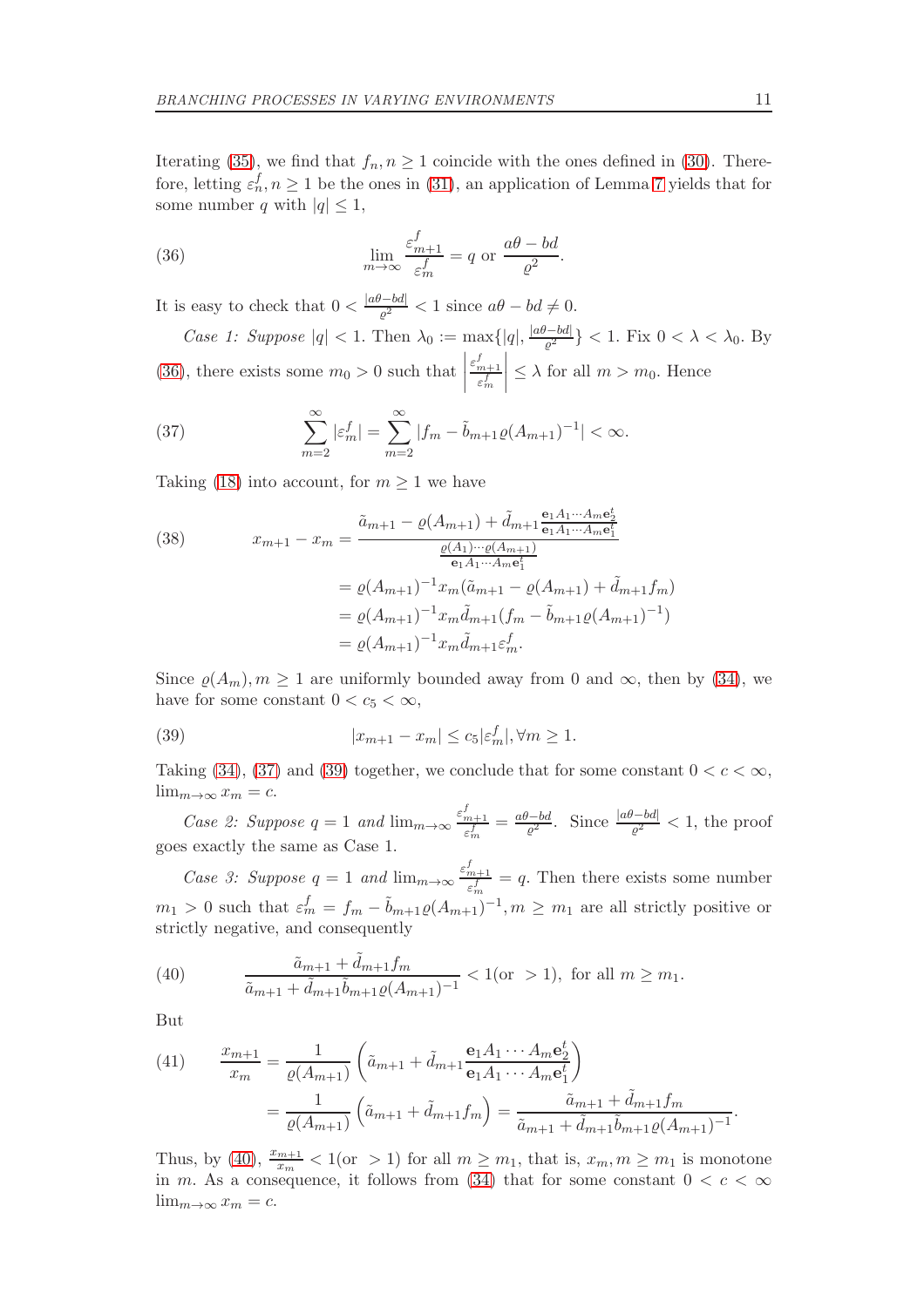Iterating (35), we find that $f_n, n \geq 1$ coincide with the ones defined in (30). Therefore, letting $\varepsilon_n^f, n \geq 1$ be the ones in (31), an application of Lemma 7 yields that for some number $q$ with $|q| \leq 1$,

$$\lim_{m\to\infty} \frac{\varepsilon_{m+1}^f}{\varepsilon_m^f} = q \text{ or } \frac{a\theta - bd}{\varrho^2}. \tag{36}$$

It is easy to check that $0 < \frac{|a\theta - bd|}{\varrho^2} < 1$ since $a\theta - bd \neq 0$.

*Case 1: Suppose* $|q| < 1$. Then $\lambda_0 := \max\{|q|, \frac{|a\theta - bd|}{\varrho^2}\} < 1$. Fix $0 < \lambda < \lambda_0$. By (36), there exists some $m_0 > 0$ such that $\left|\frac{\varepsilon_{m+1}^f}{\varepsilon_m^f}\right| \leq \lambda$ for all $m > m_0$. Hence

$$\sum_{m=2}^{\infty} |\varepsilon_m^f| = \sum_{m=2}^{\infty} |f_m - \tilde{b}_{m+1}\varrho(A_{m+1})^{-1}| < \infty. \tag{37}$$

Taking (18) into account, for $m \geq 1$ we have

$$\begin{aligned} x_{m+1} - x_m &= \frac{\tilde{a}_{m+1} - \varrho(A_{m+1}) + \tilde{d}_{m+1}\frac{\mathbf{e}_1 A_1 \cdots A_m \mathbf{e}_2^t}{\mathbf{e}_1 A_1 \cdots A_m \mathbf{e}_1^t}}{\frac{\varrho(A_1)\cdots\varrho(A_{m+1})}{\mathbf{e}_1 A_1 \cdots A_m \mathbf{e}_1^t}} \\ &= \varrho(A_{m+1})^{-1} x_m (\tilde{a}_{m+1} - \varrho(A_{m+1}) + \tilde{d}_{m+1} f_m) \\ &= \varrho(A_{m+1})^{-1} x_m \tilde{d}_{m+1}(f_m - \tilde{b}_{m+1}\varrho(A_{m+1})^{-1}) \\ &= \varrho(A_{m+1})^{-1} x_m \tilde{d}_{m+1} \varepsilon_m^f. \end{aligned} \tag{38}$$

Since $\varrho(A_m), m \geq 1$ are uniformly bounded away from 0 and $\infty$, then by (34), we have for some constant $0 < c_5 < \infty$,

$$|x_{m+1} - x_m| \leq c_5 |\varepsilon_m^f|, \forall m \geq 1. \tag{39}$$

Taking (34), (37) and (39) together, we conclude that for some constant $0 < c < \infty$, $\lim_{m\to\infty} x_m = c$.

*Case 2: Suppose* $q = 1$ *and* $\lim_{m\to\infty} \frac{\varepsilon_{m+1}^f}{\varepsilon_m^f} = \frac{a\theta - bd}{\varrho^2}$. Since $\frac{|a\theta - bd|}{\varrho^2} < 1$, the proof goes exactly the same as Case 1.

*Case 3: Suppose* $q = 1$ *and* $\lim_{m\to\infty} \frac{\varepsilon_{m+1}^f}{\varepsilon_m^f} = q$. Then there exists some number $m_1 > 0$ such that $\varepsilon_m^f = f_m - \tilde{b}_{m+1}\varrho(A_{m+1})^{-1}, m \geq m_1$ are all strictly positive or strictly negative, and consequently

$$\frac{\tilde{a}_{m+1} + \tilde{d}_{m+1} f_m}{\tilde{a}_{m+1} + \tilde{d}_{m+1}\tilde{b}_{m+1}\varrho(A_{m+1})^{-1}} < 1 (\text{or } > 1), \text{ for all } m \geq m_1. \tag{40}$$

But

$$\begin{aligned} \frac{x_{m+1}}{x_m} &= \frac{1}{\varrho(A_{m+1})}\left(\tilde{a}_{m+1} + \tilde{d}_{m+1}\frac{\mathbf{e}_1 A_1 \cdots A_m \mathbf{e}_2^t}{\mathbf{e}_1 A_1 \cdots A_m \mathbf{e}_1^t}\right) \\ &= \frac{1}{\varrho(A_{m+1})}\left(\tilde{a}_{m+1} + \tilde{d}_{m+1} f_m\right) = \frac{\tilde{a}_{m+1} + \tilde{d}_{m+1} f_m}{\tilde{a}_{m+1} + \tilde{d}_{m+1}\tilde{b}_{m+1}\varrho(A_{m+1})^{-1}}. \end{aligned} \tag{41}$$

Thus, by (40), $\frac{x_{m+1}}{x_m} < 1 (\text{or } > 1)$ for all $m \geq m_1$, that is, $x_m, m \geq m_1$ is monotone in $m$. As a consequence, it follows from (34) that for some constant $0 < c < \infty$ $\lim_{m\to\infty} x_m = c$.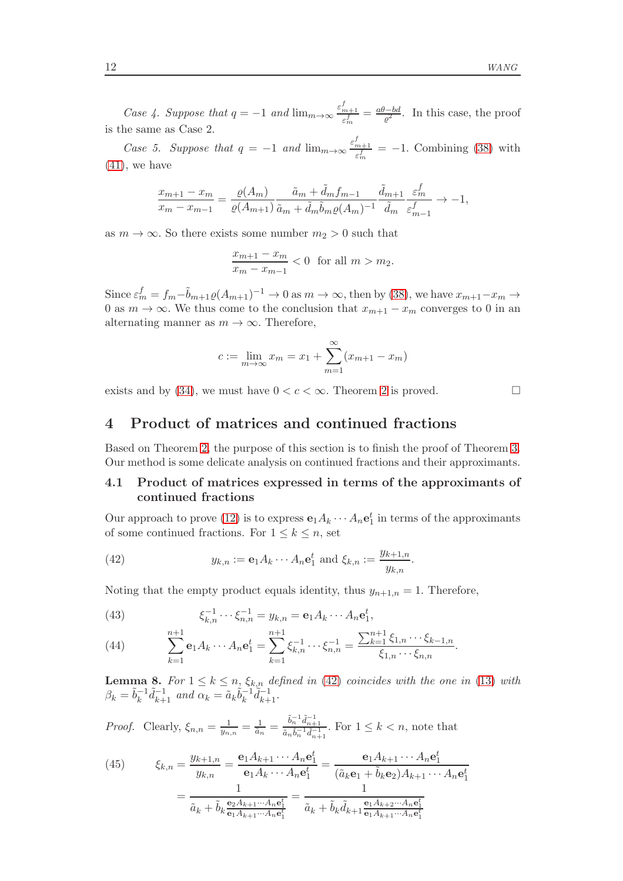*Case 4. Suppose that $q = -1$ and $\lim_{m\to\infty} \frac{\varepsilon^f_{m+1}}{\varepsilon^f_m} = \frac{a\theta - bd}{\varrho^2}$.* In this case, the proof is the same as Case 2.

*Case 5. Suppose that $q = -1$ and $\lim_{m\to\infty} \frac{\varepsilon^f_{m+1}}{\varepsilon^f_m} = -1$.* Combining (38) with (41), we have

$$\frac{x_{m+1} - x_m}{x_m - x_{m-1}} = \frac{\varrho(A_m)}{\varrho(A_{m+1})} \frac{\tilde{a}_m + \tilde{d}_m f_{m-1}}{\tilde{a}_m + \tilde{d}_m \tilde{b}_m \varrho(A_m)^{-1}} \frac{\tilde{d}_{m+1}}{\tilde{d}_m} \frac{\varepsilon^f_m}{\varepsilon^f_{m-1}} \to -1,$$

as $m \to \infty$. So there exists some number $m_2 > 0$ such that

$$\frac{x_{m+1} - x_m}{x_m - x_{m-1}} < 0 \quad \text{for all } m > m_2.$$

Since $\varepsilon^f_m = f_m - \tilde{b}_{m+1}\varrho(A_{m+1})^{-1} \to 0$ as $m \to \infty$, then by (38), we have $x_{m+1} - x_m \to 0$ as $m \to \infty$. We thus come to the conclusion that $x_{m+1} - x_m$ converges to 0 in an alternating manner as $m \to \infty$. Therefore,

$$c := \lim_{m\to\infty} x_m = x_1 + \sum_{m=1}^{\infty} (x_{m+1} - x_m)$$

exists and by (34), we must have $0 < c < \infty$. Theorem 2 is proved. □

## 4 Product of matrices and continued fractions

Based on Theorem 2, the purpose of this section is to finish the proof of Theorem 3. Our method is some delicate analysis on continued fractions and their approximants.

### 4.1 Product of matrices expressed in terms of the approximants of continued fractions

Our approach to prove (12) is to express $\mathbf{e}_1 A_k \cdots A_n \mathbf{e}_1^t$ in terms of the approximants of some continued fractions. For $1 \le k \le n$, set

$$y_{k,n} := \mathbf{e}_1 A_k \cdots A_n \mathbf{e}_1^t \text{ and } \xi_{k,n} := \frac{y_{k+1,n}}{y_{k,n}}. \tag{42}$$

Noting that the empty product equals identity, thus $y_{n+1,n} = 1$. Therefore,

$$\xi_{k,n}^{-1} \cdots \xi_{n,n}^{-1} = y_{k,n} = \mathbf{e}_1 A_k \cdots A_n \mathbf{e}_1^t, \tag{43}$$

$$\sum_{k=1}^{n+1} \mathbf{e}_1 A_k \cdots A_n \mathbf{e}_1^t = \sum_{k=1}^{n+1} \xi_{k,n}^{-1} \cdots \xi_{n,n}^{-1} = \frac{\sum_{k=1}^{n+1} \xi_{1,n} \cdots \xi_{k-1,n}}{\xi_{1,n} \cdots \xi_{n,n}}. \tag{44}$$

**Lemma 8.** *For $1 \le k \le n$, $\xi_{k,n}$ defined in (42) coincides with the one in (13) with $\beta_k = \tilde{b}_k^{-1} \tilde{d}_{k+1}^{-1}$ and $\alpha_k = \tilde{a}_k \tilde{b}_k^{-1} \tilde{d}_{k+1}^{-1}$.*

*Proof.* Clearly, $\xi_{n,n} = \frac{1}{y_{n,n}} = \frac{1}{\tilde{a}_n} = \frac{\tilde{b}_n^{-1}\tilde{d}_{n+1}^{-1}}{\tilde{a}_n \tilde{b}_n^{-1} \tilde{d}_{n+1}^{-1}}$. For $1 \le k < n$, note that

$$\begin{aligned}
\xi_{k,n} &= \frac{y_{k+1,n}}{y_{k,n}} = \frac{\mathbf{e}_1 A_{k+1} \cdots A_n \mathbf{e}_1^t}{\mathbf{e}_1 A_k \cdots A_n \mathbf{e}_1^t} = \frac{\mathbf{e}_1 A_{k+1} \cdots A_n \mathbf{e}_1^t}{(\tilde{a}_k \mathbf{e}_1 + \tilde{b}_k \mathbf{e}_2) A_{k+1} \cdots A_n \mathbf{e}_1^t} \\
&= \frac{1}{\tilde{a}_k + \tilde{b}_k \frac{\mathbf{e}_2 A_{k+1} \cdots A_n \mathbf{e}_1^t}{\mathbf{e}_1 A_{k+1} \cdots A_n \mathbf{e}_1^t}} = \frac{1}{\tilde{a}_k + \tilde{b}_k \tilde{d}_{k+1} \frac{\mathbf{e}_1 A_{k+2} \cdots A_n \mathbf{e}_1^t}{\mathbf{e}_1 A_{k+1} \cdots A_n \mathbf{e}_1^t}}
\end{aligned} \tag{45}$$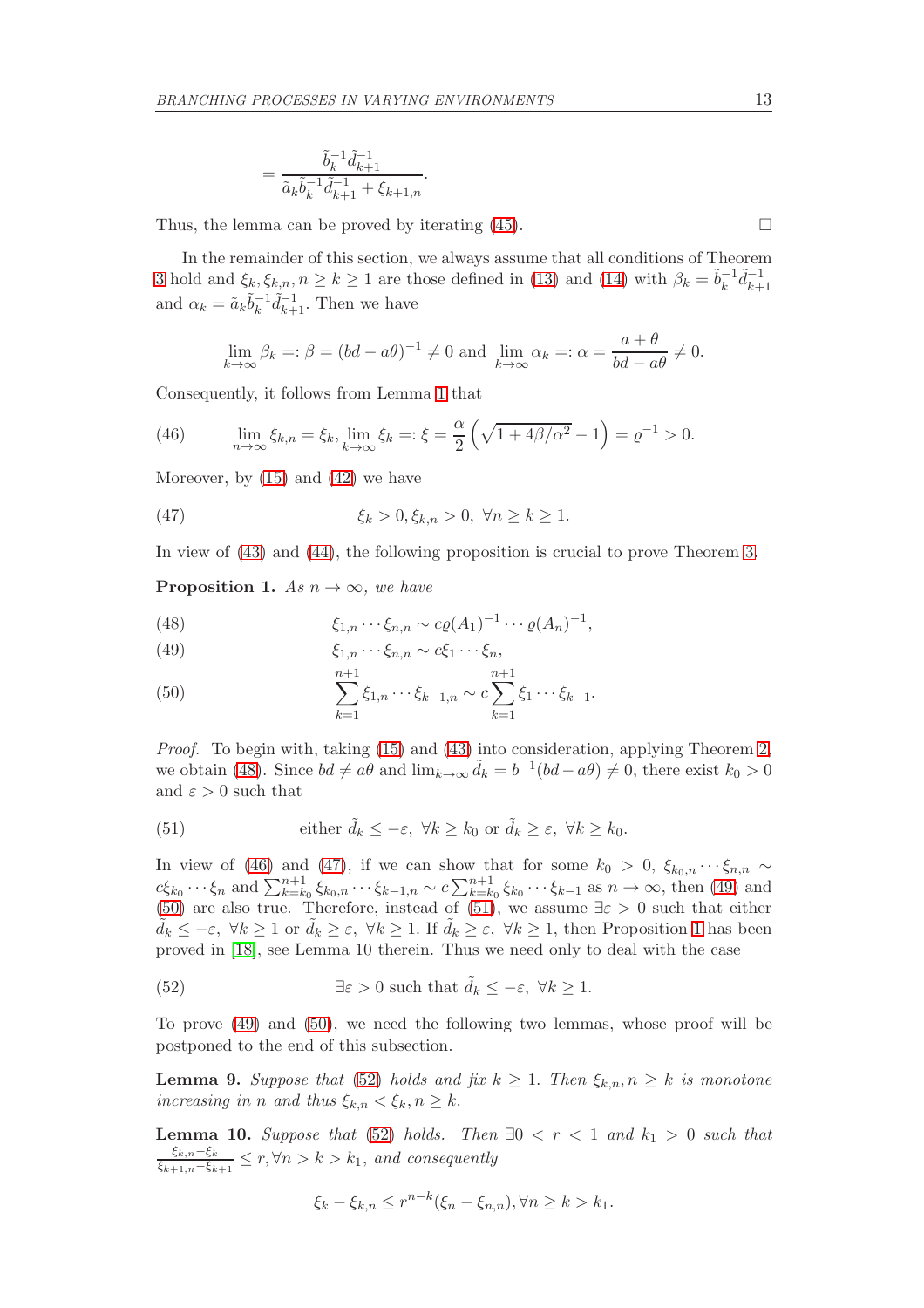$$= \frac{\tilde{b}_k^{-1}\tilde{d}_{k+1}^{-1}}{\tilde{a}_k\tilde{b}_k^{-1}\tilde{d}_{k+1}^{-1} + \xi_{k+1,n}}.$$

Thus, the lemma can be proved by iterating (45). □

In the remainder of this section, we always assume that all conditions of Theorem 3 hold and $\xi_k, \xi_{k,n}, n \geq k \geq 1$ are those defined in (13) and (14) with $\beta_k = \tilde{b}_k^{-1}\tilde{d}_{k+1}^{-1}$ and $\alpha_k = \tilde{a}_k\tilde{b}_k^{-1}\tilde{d}_{k+1}^{-1}$. Then we have

$$\lim_{k\to\infty} \beta_k =: \beta = (bd - a\theta)^{-1} \neq 0 \text{ and } \lim_{k\to\infty} \alpha_k =: \alpha = \frac{a+\theta}{bd - a\theta} \neq 0.$$

Consequently, it follows from Lemma 1 that

$$\lim_{n\to\infty} \xi_{k,n} = \xi_k, \lim_{k\to\infty} \xi_k =: \xi = \frac{\alpha}{2}\left(\sqrt{1+4\beta/\alpha^2} - 1\right) = \varrho^{-1} > 0. \tag{46}$$

Moreover, by (15) and (42) we have

$$\xi_k > 0, \xi_{k,n} > 0, \ \forall n \geq k \geq 1. \tag{47}$$

In view of (43) and (44), the following proposition is crucial to prove Theorem 3.

**Proposition 1.** *As $n \to \infty$, we have*

$$\xi_{1,n} \cdots \xi_{n,n} \sim c\varrho(A_1)^{-1} \cdots \varrho(A_n)^{-1}, \tag{48}$$

$$\xi_{1,n} \cdots \xi_{n,n} \sim c\xi_1 \cdots \xi_n, \tag{49}$$

$$\sum_{k=1}^{n+1} \xi_{1,n} \cdots \xi_{k-1,n} \sim c\sum_{k=1}^{n+1} \xi_1 \cdots \xi_{k-1}. \tag{50}$$

*Proof.* To begin with, taking (15) and (43) into consideration, applying Theorem 2, we obtain (48). Since $bd \neq a\theta$ and $\lim_{k\to\infty} \tilde{d}_k = b^{-1}(bd - a\theta) \neq 0$, there exist $k_0 > 0$ and $\varepsilon > 0$ such that

$$\text{either } \tilde{d}_k \leq -\varepsilon, \ \forall k \geq k_0 \text{ or } \tilde{d}_k \geq \varepsilon, \ \forall k \geq k_0. \tag{51}$$

In view of (46) and (47), if we can show that for some $k_0 > 0$, $\xi_{k_0,n} \cdots \xi_{n,n} \sim c\xi_{k_0} \cdots \xi_n$ and $\sum_{k=k_0}^{n+1} \xi_{k_0,n} \cdots \xi_{k-1,n} \sim c\sum_{k=k_0}^{n+1} \xi_{k_0} \cdots \xi_{k-1}$ as $n \to \infty$, then (49) and (50) are also true. Therefore, instead of (51), we assume $\exists \varepsilon > 0$ such that either $\tilde{d}_k \leq -\varepsilon, \ \forall k \geq 1$ or $\tilde{d}_k \geq \varepsilon, \ \forall k \geq 1$. If $\tilde{d}_k \geq \varepsilon, \ \forall k \geq 1$, then Proposition 1 has been proved in [18], see Lemma 10 therein. Thus we need only to deal with the case

$$\exists \varepsilon > 0 \text{ such that } \tilde{d}_k \leq -\varepsilon, \ \forall k \geq 1. \tag{52}$$

To prove (49) and (50), we need the following two lemmas, whose proof will be postponed to the end of this subsection.

**Lemma 9.** *Suppose that (52) holds and fix $k \geq 1$. Then $\xi_{k,n}, n \geq k$ is monotone increasing in $n$ and thus $\xi_{k,n} < \xi_k, n \geq k$.*

**Lemma 10.** *Suppose that (52) holds. Then $\exists 0 < r < 1$ and $k_1 > 0$ such that $\frac{\xi_{k,n} - \xi_k}{\xi_{k+1,n} - \xi_{k+1}} \leq r, \forall n > k > k_1$, and consequently*

$$\xi_k - \xi_{k,n} \leq r^{n-k}(\xi_n - \xi_{n,n}), \forall n \geq k > k_1.$$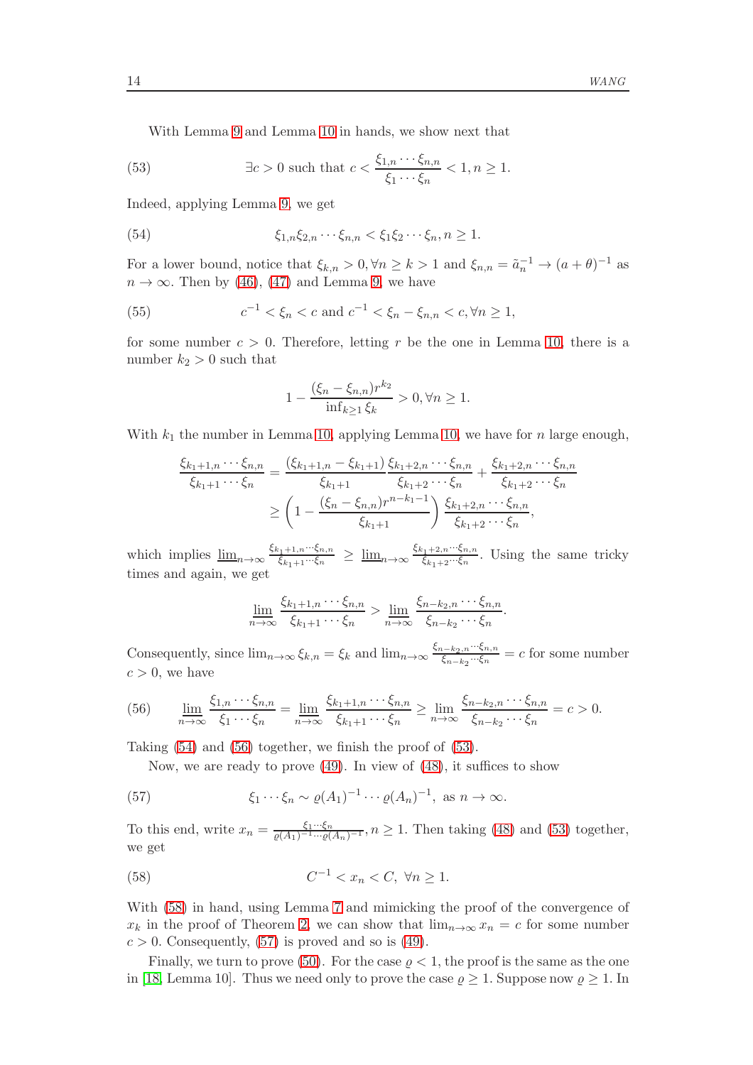With Lemma 9 and Lemma 10 in hands, we show next that

$$\exists c>0 \text{ such that } c<\frac{\xi_{1,n}\cdots\xi_{n,n}}{\xi_1\cdots\xi_n}<1, n\geq 1. \tag{53}$$

Indeed, applying Lemma 9, we get

$$\xi_{1,n}\xi_{2,n}\cdots\xi_{n,n}<\xi_1\xi_2\cdots\xi_n, n\geq 1. \tag{54}$$

For a lower bound, notice that $\xi_{k,n}>0, \forall n\geq k>1$ and $\xi_{n,n}=\tilde{a}_n^{-1}\to(a+\theta)^{-1}$ as $n\to\infty$. Then by (46), (47) and Lemma 9, we have

$$c^{-1}<\xi_n<c \text{ and } c^{-1}<\xi_n-\xi_{n,n}<c, \forall n\geq 1, \tag{55}$$

for some number $c>0$. Therefore, letting $r$ be the one in Lemma 10, there is a number $k_2>0$ such that

$$1-\frac{(\xi_n-\xi_{n,n})r^{k_2}}{\inf_{k\geq 1}\xi_k}>0, \forall n\geq 1.$$

With $k_1$ the number in Lemma 10, applying Lemma 10, we have for $n$ large enough,

$$\begin{aligned}\frac{\xi_{k_1+1,n}\cdots\xi_{n,n}}{\xi_{k_1+1}\cdots\xi_n}&=\frac{(\xi_{k_1+1,n}-\xi_{k_1+1})}{\xi_{k_1+1}}\frac{\xi_{k_1+2,n}\cdots\xi_{n,n}}{\xi_{k_1+2}\cdots\xi_n}+\frac{\xi_{k_1+2,n}\cdots\xi_{n,n}}{\xi_{k_1+2}\cdots\xi_n}\\&\geq\left(1-\frac{(\xi_n-\xi_{n,n})r^{n-k_1-1}}{\xi_{k_1+1}}\right)\frac{\xi_{k_1+2,n}\cdots\xi_{n,n}}{\xi_{k_1+2}\cdots\xi_n},\end{aligned}$$

which implies $\underline{\lim}_{n\to\infty}\frac{\xi_{k_1+1,n}\cdots\xi_{n,n}}{\xi_{k_1+1}\cdots\xi_n}\geq\underline{\lim}_{n\to\infty}\frac{\xi_{k_1+2,n}\cdots\xi_{n,n}}{\xi_{k_1+2}\cdots\xi_n}$. Using the same tricky times and again, we get

$$\underline{\lim}_{n\to\infty}\frac{\xi_{k_1+1,n}\cdots\xi_{n,n}}{\xi_{k_1+1}\cdots\xi_n}>\underline{\lim}_{n\to\infty}\frac{\xi_{n-k_2,n}\cdots\xi_{n,n}}{\xi_{n-k_2}\cdots\xi_n}.$$

Consequently, since $\lim_{n\to\infty}\xi_{k,n}=\xi_k$ and $\lim_{n\to\infty}\frac{\xi_{n-k_2,n}\cdots\xi_{n,n}}{\xi_{n-k_2}\cdots\xi_n}=c$ for some number $c>0$, we have

$$\underline{\lim}_{n\to\infty}\frac{\xi_{1,n}\cdots\xi_{n,n}}{\xi_1\cdots\xi_n}=\underline{\lim}_{n\to\infty}\frac{\xi_{k_1+1,n}\cdots\xi_{n,n}}{\xi_{k_1+1}\cdots\xi_n}\geq\underline{\lim}_{n\to\infty}\frac{\xi_{n-k_2,n}\cdots\xi_{n,n}}{\xi_{n-k_2}\cdots\xi_n}=c>0. \tag{56}$$

Taking (54) and (56) together, we finish the proof of (53).

Now, we are ready to prove (49). In view of (48), it suffices to show

$$\xi_1\cdots\xi_n\sim\varrho(A_1)^{-1}\cdots\varrho(A_n)^{-1}, \text{ as } n\to\infty. \tag{57}$$

To this end, write $x_n=\frac{\xi_1\cdots\xi_n}{\varrho(A_1)^{-1}\cdots\varrho(A_n)^{-1}}, n\geq 1$. Then taking (48) and (53) together, we get

$$C^{-1}<x_n<C, \ \forall n\geq 1. \tag{58}$$

With (58) in hand, using Lemma 7 and mimicking the proof of the convergence of $x_k$ in the proof of Theorem 2, we can show that $\lim_{n\to\infty}x_n=c$ for some number $c>0$. Consequently, (57) is proved and so is (49).

Finally, we turn to prove (50). For the case $\varrho<1$, the proof is the same as the one in [18, Lemma 10]. Thus we need only to prove the case $\varrho\geq 1$. Suppose now $\varrho\geq 1$. In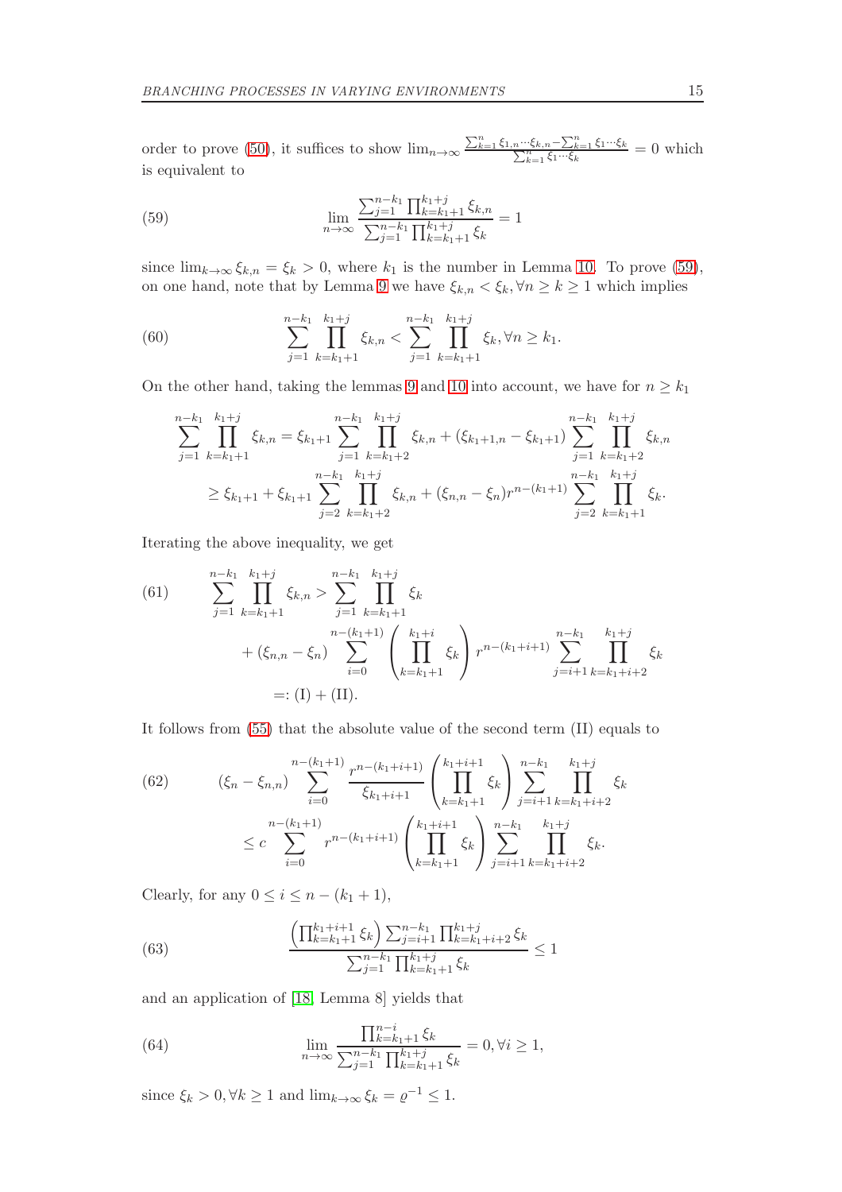order to prove (50), it suffices to show $\lim_{n\to\infty} \frac{\sum_{k=1}^n \xi_{1,n}\cdots\xi_{k,n} - \sum_{k=1}^n \xi_1\cdots\xi_k}{\sum_{k=1}^n \xi_1\cdots\xi_k} = 0$ which is equivalent to

$$\lim_{n\to\infty} \frac{\sum_{j=1}^{n-k_1} \prod_{k=k_1+1}^{k_1+j} \xi_{k,n}}{\sum_{j=1}^{n-k_1} \prod_{k=k_1+1}^{k_1+j} \xi_k} = 1 \tag{59}$$

since $\lim_{k\to\infty} \xi_{k,n} = \xi_k > 0$, where $k_1$ is the number in Lemma 10. To prove (59), on one hand, note that by Lemma 9 we have $\xi_{k,n} < \xi_k, \forall n \ge k \ge 1$ which implies

$$\sum_{j=1}^{n-k_1} \prod_{k=k_1+1}^{k_1+j} \xi_{k,n} < \sum_{j=1}^{n-k_1} \prod_{k=k_1+1}^{k_1+j} \xi_k, \forall n \ge k_1. \tag{60}$$

On the other hand, taking the lemmas 9 and 10 into account, we have for $n \ge k_1$

$$\begin{aligned}
\sum_{j=1}^{n-k_1} \prod_{k=k_1+1}^{k_1+j} \xi_{k,n} &= \xi_{k_1+1} \sum_{j=1}^{n-k_1} \prod_{k=k_1+2}^{k_1+j} \xi_{k,n} + (\xi_{k_1+1,n} - \xi_{k_1+1}) \sum_{j=1}^{n-k_1} \prod_{k=k_1+2}^{k_1+j} \xi_{k,n} \\
&\ge \xi_{k_1+1} + \xi_{k_1+1} \sum_{j=2}^{n-k_1} \prod_{k=k_1+2}^{k_1+j} \xi_{k,n} + (\xi_{n,n} - \xi_n) r^{n-(k_1+1)} \sum_{j=2}^{n-k_1} \prod_{k=k_1+1}^{k_1+j} \xi_k.
\end{aligned}$$

Iterating the above inequality, we get

$$\begin{aligned}
\sum_{j=1}^{n-k_1} \prod_{k=k_1+1}^{k_1+j} \xi_{k,n} &> \sum_{j=1}^{n-k_1} \prod_{k=k_1+1}^{k_1+j} \xi_k \\
&\quad + (\xi_{n,n} - \xi_n) \sum_{i=0}^{n-(k_1+1)} \left( \prod_{k=k_1+1}^{k_1+i} \xi_k \right) r^{n-(k_1+i+1)} \sum_{j=i+1}^{n-k_1} \prod_{k=k_1+i+2}^{k_1+j} \xi_k \\
&=: \text{(I)} + \text{(II)}.
\end{aligned} \tag{61}$$

It follows from (55) that the absolute value of the second term (II) equals to

$$\begin{aligned}
&(\xi_n - \xi_{n,n}) \sum_{i=0}^{n-(k_1+1)} \frac{r^{n-(k_1+i+1)}}{\xi_{k_1+i+1}} \left( \prod_{k=k_1+1}^{k_1+i+1} \xi_k \right) \sum_{j=i+1}^{n-k_1} \prod_{k=k_1+i+2}^{k_1+j} \xi_k \\
&\quad \le c \sum_{i=0}^{n-(k_1+1)} r^{n-(k_1+i+1)} \left( \prod_{k=k_1+1}^{k_1+i+1} \xi_k \right) \sum_{j=i+1}^{n-k_1} \prod_{k=k_1+i+2}^{k_1+j} \xi_k.
\end{aligned} \tag{62}$$

Clearly, for any $0 \le i \le n - (k_1 + 1)$,

$$\frac{\left( \prod_{k=k_1+1}^{k_1+i+1} \xi_k \right) \sum_{j=i+1}^{n-k_1} \prod_{k=k_1+i+2}^{k_1+j} \xi_k}{\sum_{j=1}^{n-k_1} \prod_{k=k_1+1}^{k_1+j} \xi_k} \le 1 \tag{63}$$

and an application of [18, Lemma 8] yields that

$$\lim_{n\to\infty} \frac{\prod_{k=k_1+1}^{n-i} \xi_k}{\sum_{j=1}^{n-k_1} \prod_{k=k_1+1}^{k_1+j} \xi_k} = 0, \forall i \ge 1, \tag{64}$$

since $\xi_k > 0, \forall k \ge 1$ and $\lim_{k\to\infty} \xi_k = \varrho^{-1} \le 1$.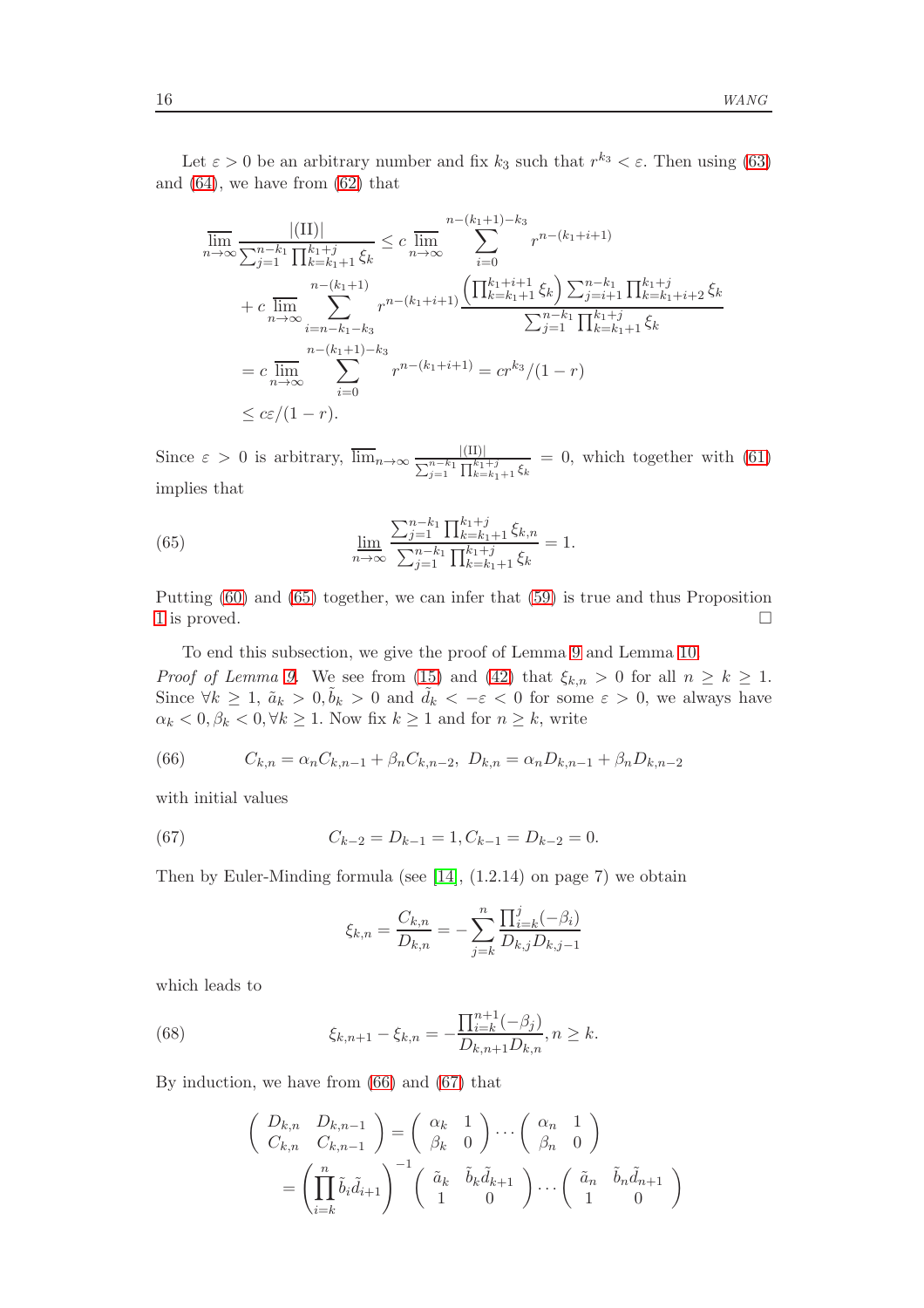Let $\varepsilon > 0$ be an arbitrary number and fix $k_3$ such that $r^{k_3} < \varepsilon$. Then using (63) and (64), we have from (62) that

$$
\begin{aligned}
\overline{\lim_{n\to\infty}} \frac{|(\mathrm{II})|}{\sum_{j=1}^{n-k_1}\prod_{k=k_1+1}^{k_1+j}\xi_k} &\le c \overline{\lim_{n\to\infty}} \sum_{i=0}^{n-(k_1+1)-k_3} r^{n-(k_1+i+1)} \\
&\quad + c \overline{\lim_{n\to\infty}} \sum_{i=n-k_1-k_3}^{n-(k_1+1)} r^{n-(k_1+i+1)} \frac{\left(\prod_{k=k_1+1}^{k_1+i+1}\xi_k\right)\sum_{j=i+1}^{n-k_1}\prod_{k=k_1+i+2}^{k_1+j}\xi_k}{\sum_{j=1}^{n-k_1}\prod_{k=k_1+1}^{k_1+j}\xi_k} \\
&= c \overline{\lim_{n\to\infty}} \sum_{i=0}^{n-(k_1+1)-k_3} r^{n-(k_1+i+1)} = cr^{k_3}/(1-r) \\
&\le c\varepsilon/(1-r).
\end{aligned}
$$

Since $\varepsilon > 0$ is arbitrary, $\overline{\lim}_{n\to\infty} \frac{|(\mathrm{II})|}{\sum_{j=1}^{n-k_1}\prod_{k=k_1+1}^{k_1+j}\xi_k} = 0$, which together with (61) implies that

$$
\lim_{n\to\infty} \frac{\sum_{j=1}^{n-k_1}\prod_{k=k_1+1}^{k_1+j}\xi_{k,n}}{\sum_{j=1}^{n-k_1}\prod_{k=k_1+1}^{k_1+j}\xi_k} = 1. \tag{65}
$$

Putting (60) and (65) together, we can infer that (59) is true and thus Proposition 1 is proved. $\square$

To end this subsection, we give the proof of Lemma 9 and Lemma 10.

*Proof of Lemma 9.* We see from (15) and (42) that $\xi_{k,n} > 0$ for all $n \ge k \ge 1$. Since $\forall k \ge 1$, $\tilde{a}_k > 0, \tilde{b}_k > 0$ and $\tilde{d}_k < -\varepsilon < 0$ for some $\varepsilon > 0$, we always have $\alpha_k < 0, \beta_k < 0, \forall k \ge 1$. Now fix $k \ge 1$ and for $n \ge k$, write

$$
C_{k,n} = \alpha_n C_{k,n-1} + \beta_n C_{k,n-2},\ D_{k,n} = \alpha_n D_{k,n-1} + \beta_n D_{k,n-2} \tag{66}
$$

with initial values

$$
C_{k-2} = D_{k-1} = 1, C_{k-1} = D_{k-2} = 0. \tag{67}
$$

Then by Euler-Minding formula (see [14], (1.2.14) on page 7) we obtain

$$
\xi_{k,n} = \frac{C_{k,n}}{D_{k,n}} = -\sum_{j=k}^{n} \frac{\prod_{i=k}^{j}(-\beta_i)}{D_{k,j}D_{k,j-1}}
$$

which leads to

$$
\xi_{k,n+1} - \xi_{k,n} = -\frac{\prod_{i=k}^{n+1}(-\beta_j)}{D_{k,n+1}D_{k,n}}, n \ge k. \tag{68}
$$

By induction, we have from (66) and (67) that

$$
\begin{aligned}
\begin{pmatrix} D_{k,n} & D_{k,n-1} \\ C_{k,n} & C_{k,n-1} \end{pmatrix} &= \begin{pmatrix} \alpha_k & 1 \\ \beta_k & 0 \end{pmatrix} \cdots \begin{pmatrix} \alpha_n & 1 \\ \beta_n & 0 \end{pmatrix} \\
&= \left(\prod_{i=k}^{n} \tilde{b}_i \tilde{d}_{i+1}\right)^{-1} \begin{pmatrix} \tilde{a}_k & \tilde{b}_k \tilde{d}_{k+1} \\ 1 & 0 \end{pmatrix} \cdots \begin{pmatrix} \tilde{a}_n & \tilde{b}_n \tilde{d}_{n+1} \\ 1 & 0 \end{pmatrix}
\end{aligned}
$$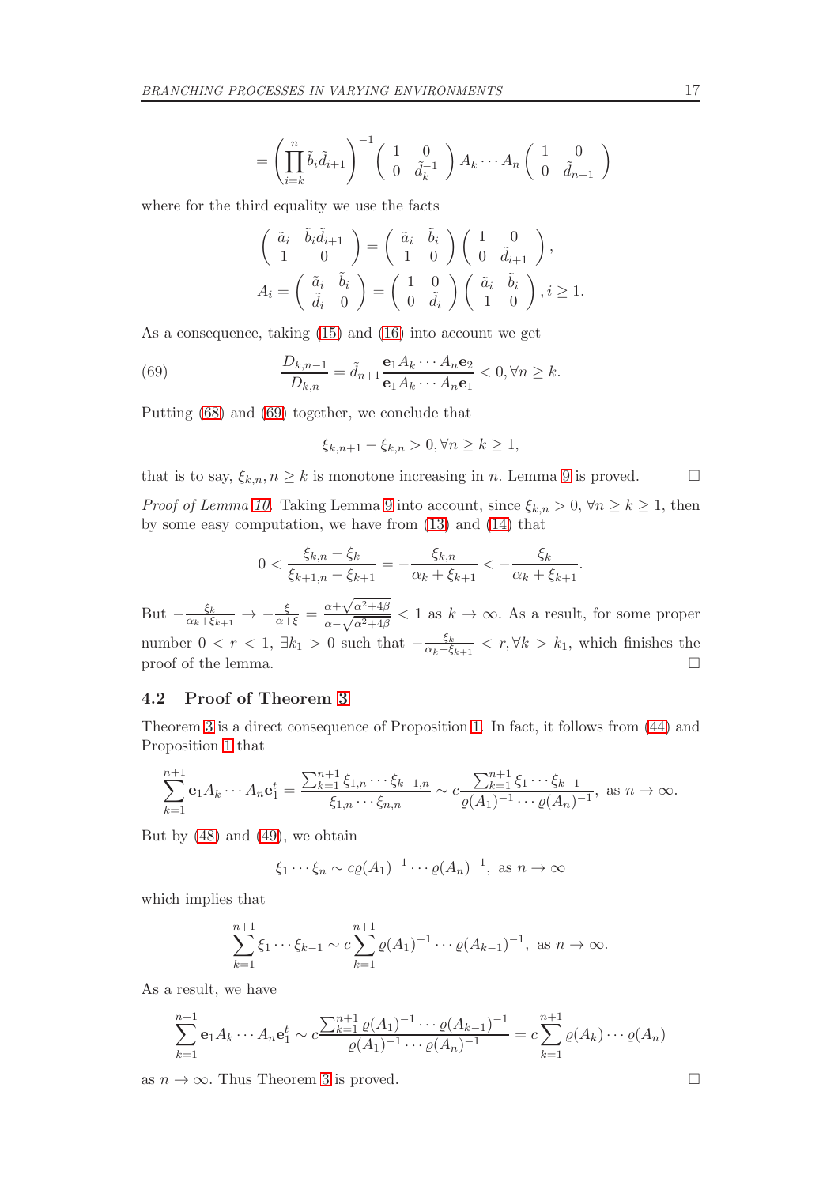$$= \left(\prod_{i=k}^{n} \tilde{b}_i \tilde{d}_{i+1}\right)^{-1} \begin{pmatrix} 1 & 0 \\ 0 & \tilde{d}_k^{-1} \end{pmatrix} A_k \cdots A_n \begin{pmatrix} 1 & 0 \\ 0 & \tilde{d}_{n+1} \end{pmatrix}$$

where for the third equality we use the facts

$$\begin{pmatrix} \tilde{a}_i & \tilde{b}_i \tilde{d}_{i+1} \\ 1 & 0 \end{pmatrix} = \begin{pmatrix} \tilde{a}_i & \tilde{b}_i \\ 1 & 0 \end{pmatrix} \begin{pmatrix} 1 & 0 \\ 0 & \tilde{d}_{i+1} \end{pmatrix},$$

$$A_i = \begin{pmatrix} \tilde{a}_i & \tilde{b}_i \\ \tilde{d}_i & 0 \end{pmatrix} = \begin{pmatrix} 1 & 0 \\ 0 & \tilde{d}_i \end{pmatrix} \begin{pmatrix} \tilde{a}_i & \tilde{b}_i \\ 1 & 0 \end{pmatrix}, i \geq 1.$$

As a consequence, taking (15) and (16) into account we get

$$\frac{D_{k,n-1}}{D_{k,n}} = \tilde{d}_{n+1} \frac{\mathbf{e}_1 A_k \cdots A_n \mathbf{e}_2}{\mathbf{e}_1 A_k \cdots A_n \mathbf{e}_1} < 0, \forall n \geq k. \tag{69}$$

Putting (68) and (69) together, we conclude that

$$\xi_{k,n+1} - \xi_{k,n} > 0, \forall n \geq k \geq 1,$$

that is to say, $\xi_{k,n}, n \geq k$ is monotone increasing in $n$. Lemma 9 is proved. □

*Proof of Lemma 10.* Taking Lemma 9 into account, since $\xi_{k,n} > 0$, $\forall n \geq k \geq 1$, then by some easy computation, we have from (13) and (14) that

$$0 < \frac{\xi_{k,n} - \xi_k}{\xi_{k+1,n} - \xi_{k+1}} = -\frac{\xi_{k,n}}{\alpha_k + \xi_{k+1}} < -\frac{\xi_k}{\alpha_k + \xi_{k+1}}.$$

But $-\frac{\xi_k}{\alpha_k + \xi_{k+1}} \to -\frac{\xi}{\alpha + \xi} = \frac{\alpha + \sqrt{\alpha^2 + 4\beta}}{\alpha - \sqrt{\alpha^2 + 4\beta}} < 1$ as $k \to \infty$. As a result, for some proper number $0 < r < 1$, $\exists k_1 > 0$ such that $-\frac{\xi_k}{\alpha_k + \xi_{k+1}} < r, \forall k > k_1$, which finishes the proof of the lemma. □

## 4.2 Proof of Theorem 3

Theorem 3 is a direct consequence of Proposition 1. In fact, it follows from (44) and Proposition 1 that

$$\sum_{k=1}^{n+1} \mathbf{e}_1 A_k \cdots A_n \mathbf{e}_1^t = \frac{\sum_{k=1}^{n+1} \xi_{1,n} \cdots \xi_{k-1,n}}{\xi_{1,n} \cdots \xi_{n,n}} \sim c \frac{\sum_{k=1}^{n+1} \xi_1 \cdots \xi_{k-1}}{\varrho(A_1)^{-1} \cdots \varrho(A_n)^{-1}}, \text{ as } n \to \infty.$$

But by (48) and (49), we obtain

$$\xi_1 \cdots \xi_n \sim c \varrho(A_1)^{-1} \cdots \varrho(A_n)^{-1}, \text{ as } n \to \infty$$

which implies that

$$\sum_{k=1}^{n+1} \xi_1 \cdots \xi_{k-1} \sim c \sum_{k=1}^{n+1} \varrho(A_1)^{-1} \cdots \varrho(A_{k-1})^{-1}, \text{ as } n \to \infty.$$

As a result, we have

$$\sum_{k=1}^{n+1} \mathbf{e}_1 A_k \cdots A_n \mathbf{e}_1^t \sim c \frac{\sum_{k=1}^{n+1} \varrho(A_1)^{-1} \cdots \varrho(A_{k-1})^{-1}}{\varrho(A_1)^{-1} \cdots \varrho(A_n)^{-1}} = c \sum_{k=1}^{n+1} \varrho(A_k) \cdots \varrho(A_n)$$

as $n \to \infty$. Thus Theorem 3 is proved. □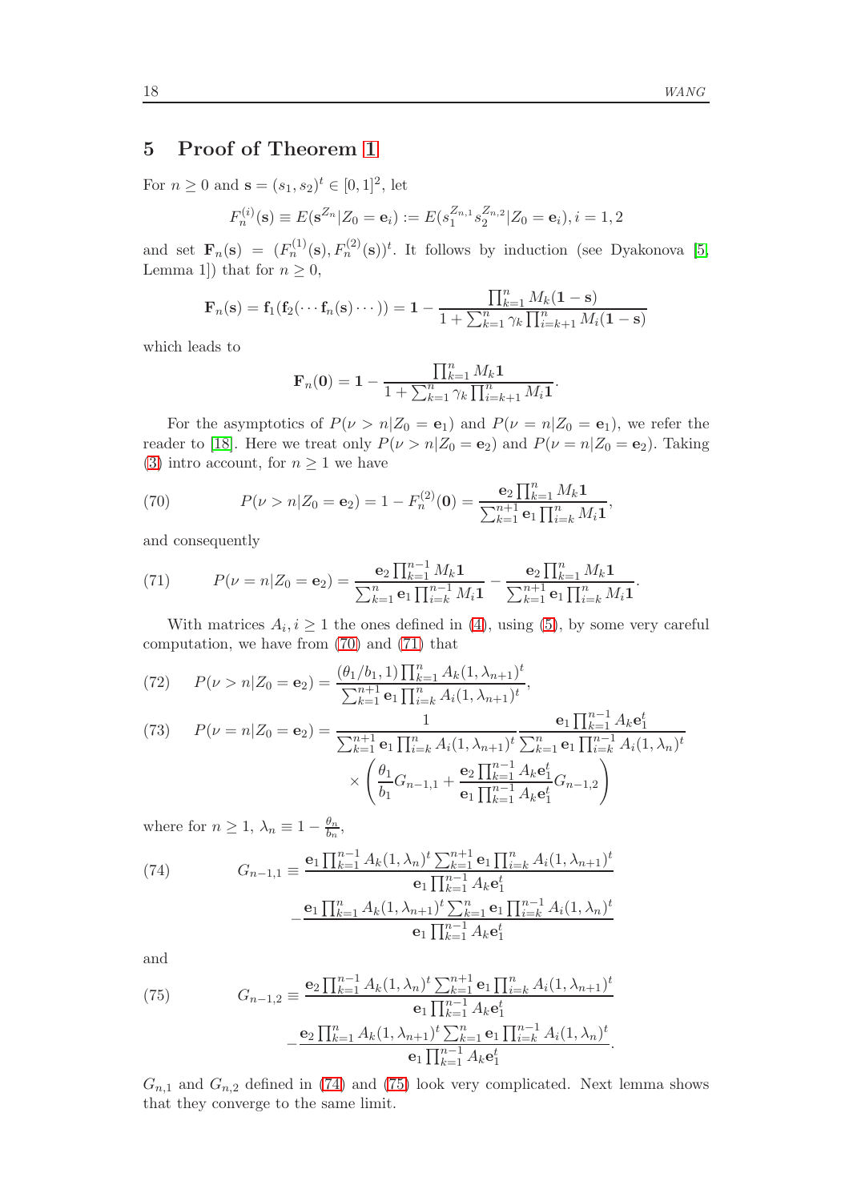## 5 Proof of Theorem 1

For $n \geq 0$ and $\mathbf{s} = (s_1, s_2)^t \in [0,1]^2$, let

$$F_n^{(i)}(\mathbf{s}) \equiv E(\mathbf{s}^{Z_n}|Z_0 = \mathbf{e}_i) := E(s_1^{Z_{n,1}} s_2^{Z_{n,2}}|Z_0 = \mathbf{e}_i), i = 1, 2$$

and set $\mathbf{F}_n(\mathbf{s}) = (F_n^{(1)}(\mathbf{s}), F_n^{(2)}(\mathbf{s}))^t$. It follows by induction (see Dyakonova [5, Lemma 1]) that for $n \geq 0$,

$$\mathbf{F}_n(\mathbf{s}) = \mathbf{f}_1(\mathbf{f}_2(\cdots \mathbf{f}_n(\mathbf{s}) \cdots)) = \mathbf{1} - \frac{\prod_{k=1}^n M_k(\mathbf{1}-\mathbf{s})}{1 + \sum_{k=1}^n \gamma_k \prod_{i=k+1}^n M_i(\mathbf{1}-\mathbf{s})}$$

which leads to

$$\mathbf{F}_n(\mathbf{0}) = \mathbf{1} - \frac{\prod_{k=1}^n M_k \mathbf{1}}{1 + \sum_{k=1}^n \gamma_k \prod_{i=k+1}^n M_i \mathbf{1}}.$$

For the asymptotics of $P(\nu > n|Z_0 = \mathbf{e}_1)$ and $P(\nu = n|Z_0 = \mathbf{e}_1)$, we refer the reader to [18]. Here we treat only $P(\nu > n|Z_0 = \mathbf{e}_2)$ and $P(\nu = n|Z_0 = \mathbf{e}_2)$. Taking (3) intro account, for $n \geq 1$ we have

$$P(\nu > n|Z_0 = \mathbf{e}_2) = 1 - F_n^{(2)}(\mathbf{0}) = \frac{\mathbf{e}_2 \prod_{k=1}^n M_k \mathbf{1}}{\sum_{k=1}^{n+1} \mathbf{e}_1 \prod_{i=k}^n M_i \mathbf{1}}, \tag{70}$$

and consequently

$$P(\nu = n|Z_0 = \mathbf{e}_2) = \frac{\mathbf{e}_2 \prod_{k=1}^{n-1} M_k \mathbf{1}}{\sum_{k=1}^{n} \mathbf{e}_1 \prod_{i=k}^{n-1} M_i \mathbf{1}} - \frac{\mathbf{e}_2 \prod_{k=1}^{n} M_k \mathbf{1}}{\sum_{k=1}^{n+1} \mathbf{e}_1 \prod_{i=k}^{n} M_i \mathbf{1}}. \tag{71}$$

With matrices $A_i, i \geq 1$ the ones defined in (4), using (5), by some very careful computation, we have from (70) and (71) that

$$P(\nu > n|Z_0 = \mathbf{e}_2) = \frac{(\theta_1/b_1, 1) \prod_{k=1}^n A_k(1, \lambda_{n+1})^t}{\sum_{k=1}^{n+1} \mathbf{e}_1 \prod_{i=k}^n A_i(1, \lambda_{n+1})^t}, \tag{72}$$

$$P(\nu = n|Z_0 = \mathbf{e}_2) = \frac{1}{\sum_{k=1}^{n+1} \mathbf{e}_1 \prod_{i=k}^n A_i(1, \lambda_{n+1})^t} \frac{\mathbf{e}_1 \prod_{k=1}^{n-1} A_k \mathbf{e}_1^t}{\sum_{k=1}^{n} \mathbf{e}_1 \prod_{i=k}^{n-1} A_i(1, \lambda_n)^t} \times \left( \frac{\theta_1}{b_1} G_{n-1,1} + \frac{\mathbf{e}_2 \prod_{k=1}^{n-1} A_k \mathbf{e}_1^t}{\mathbf{e}_1 \prod_{k=1}^{n-1} A_k \mathbf{e}_1^t} G_{n-1,2} \right) \tag{73}$$

where for $n \geq 1$, $\lambda_n \equiv 1 - \frac{\theta_n}{b_n}$,

$$G_{n-1,1} \equiv \frac{\mathbf{e}_1 \prod_{k=1}^{n-1} A_k(1, \lambda_n)^t \sum_{k=1}^{n+1} \mathbf{e}_1 \prod_{i=k}^n A_i(1, \lambda_{n+1})^t}{\mathbf{e}_1 \prod_{k=1}^{n-1} A_k \mathbf{e}_1^t} - \frac{\mathbf{e}_1 \prod_{k=1}^{n} A_k(1, \lambda_{n+1})^t \sum_{k=1}^{n} \mathbf{e}_1 \prod_{i=k}^{n-1} A_i(1, \lambda_n)^t}{\mathbf{e}_1 \prod_{k=1}^{n-1} A_k \mathbf{e}_1^t} \tag{74}$$

and

$$G_{n-1,2} \equiv \frac{\mathbf{e}_2 \prod_{k=1}^{n-1} A_k(1, \lambda_n)^t \sum_{k=1}^{n+1} \mathbf{e}_1 \prod_{i=k}^n A_i(1, \lambda_{n+1})^t}{\mathbf{e}_1 \prod_{k=1}^{n-1} A_k \mathbf{e}_1^t} - \frac{\mathbf{e}_2 \prod_{k=1}^{n} A_k(1, \lambda_{n+1})^t \sum_{k=1}^{n} \mathbf{e}_1 \prod_{i=k}^{n-1} A_i(1, \lambda_n)^t}{\mathbf{e}_1 \prod_{k=1}^{n-1} A_k \mathbf{e}_1^t}. \tag{75}$$

$G_{n,1}$ and $G_{n,2}$ defined in (74) and (75) look very complicated. Next lemma shows that they converge to the same limit.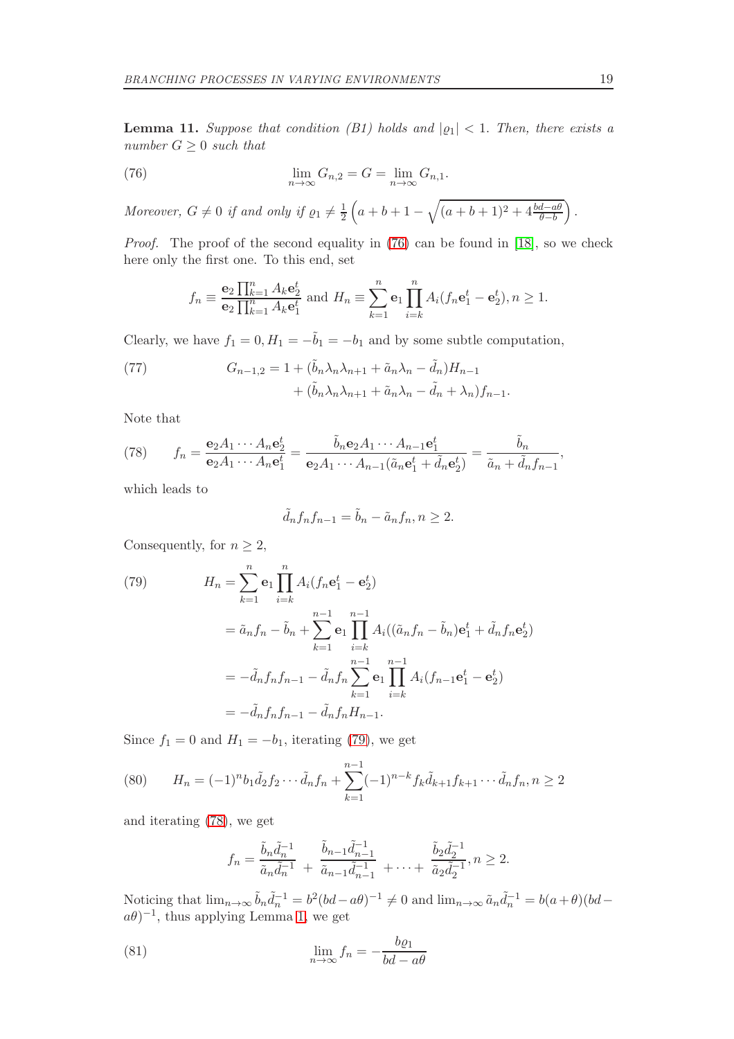**Lemma 11.** *Suppose that condition (B1) holds and $|\varrho_1| < 1$. Then, there exists a number $G \geq 0$ such that*

$$\lim_{n\to\infty} G_{n,2} = G = \lim_{n\to\infty} G_{n,1}. \tag{76}$$

*Moreover, $G \neq 0$ if and only if $\varrho_1 \neq \frac{1}{2}\left(a+b+1-\sqrt{(a+b+1)^2+4\frac{bd-a\theta}{\theta-b}}\right)$.*

*Proof.* The proof of the second equality in (76) can be found in [18], so we check here only the first one. To this end, set

$$f_n \equiv \frac{\mathbf{e}_2 \prod_{k=1}^n A_k \mathbf{e}_2^t}{\mathbf{e}_2 \prod_{k=1}^n A_k \mathbf{e}_1^t} \text{ and } H_n \equiv \sum_{k=1}^n \mathbf{e}_1 \prod_{i=k}^n A_i (f_n \mathbf{e}_1^t - \mathbf{e}_2^t), n \geq 1.$$

Clearly, we have $f_1 = 0, H_1 = -\tilde{b}_1 = -b_1$ and by some subtle computation,

$$\begin{aligned} G_{n-1,2} = 1 &+ (\tilde{b}_n \lambda_n \lambda_{n+1} + \tilde{a}_n \lambda_n - \tilde{d}_n) H_{n-1} \\ &+ (\tilde{b}_n \lambda_n \lambda_{n+1} + \tilde{a}_n \lambda_n - \tilde{d}_n + \lambda_n) f_{n-1}. \end{aligned} \tag{77}$$

Note that

$$f_n = \frac{\mathbf{e}_2 A_1 \cdots A_n \mathbf{e}_2^t}{\mathbf{e}_2 A_1 \cdots A_n \mathbf{e}_1^t} = \frac{\tilde{b}_n \mathbf{e}_2 A_1 \cdots A_{n-1} \mathbf{e}_1^t}{\mathbf{e}_2 A_1 \cdots A_{n-1} (\tilde{a}_n \mathbf{e}_1^t + \tilde{d}_n \mathbf{e}_2^t)} = \frac{\tilde{b}_n}{\tilde{a}_n + \tilde{d}_n f_{n-1}}, \tag{78}$$

which leads to

$$\tilde{d}_n f_n f_{n-1} = \tilde{b}_n - \tilde{a}_n f_n, n \geq 2.$$

Consequently, for $n \geq 2$,

$$\begin{aligned} H_n &= \sum_{k=1}^n \mathbf{e}_1 \prod_{i=k}^n A_i (f_n \mathbf{e}_1^t - \mathbf{e}_2^t) \\ &= \tilde{a}_n f_n - \tilde{b}_n + \sum_{k=1}^{n-1} \mathbf{e}_1 \prod_{i=k}^{n-1} A_i ((\tilde{a}_n f_n - \tilde{b}_n) \mathbf{e}_1^t + \tilde{d}_n f_n \mathbf{e}_2^t) \\ &= -\tilde{d}_n f_n f_{n-1} - \tilde{d}_n f_n \sum_{k=1}^{n-1} \mathbf{e}_1 \prod_{i=k}^{n-1} A_i (f_{n-1} \mathbf{e}_1^t - \mathbf{e}_2^t) \\ &= -\tilde{d}_n f_n f_{n-1} - \tilde{d}_n f_n H_{n-1}. \end{aligned} \tag{79}$$

Since $f_1 = 0$ and $H_1 = -b_1$, iterating (79), we get

$$H_n = (-1)^n b_1 \tilde{d}_2 f_2 \cdots \tilde{d}_n f_n + \sum_{k=1}^{n-1} (-1)^{n-k} f_k \tilde{d}_{k+1} f_{k+1} \cdots \tilde{d}_n f_n, n \geq 2 \tag{80}$$

and iterating (78), we get

$$f_n = \frac{\tilde{b}_n \tilde{d}_n^{-1}}{\tilde{a}_n \tilde{d}_n^{-1}} + \frac{\tilde{b}_{n-1} \tilde{d}_{n-1}^{-1}}{\tilde{a}_{n-1} \tilde{d}_{n-1}^{-1}} + \cdots + \frac{\tilde{b}_2 \tilde{d}_2^{-1}}{\tilde{a}_2 \tilde{d}_2^{-1}}, n \geq 2.$$

Noticing that $\lim_{n\to\infty} \tilde{b}_n \tilde{d}_n^{-1} = b^2 (bd - a\theta)^{-1} \neq 0$ and $\lim_{n\to\infty} \tilde{a}_n \tilde{d}_n^{-1} = b(a+\theta)(bd - a\theta)^{-1}$, thus applying Lemma 1, we get

$$\lim_{n\to\infty} f_n = -\frac{b\varrho_1}{bd - a\theta} \tag{81}$$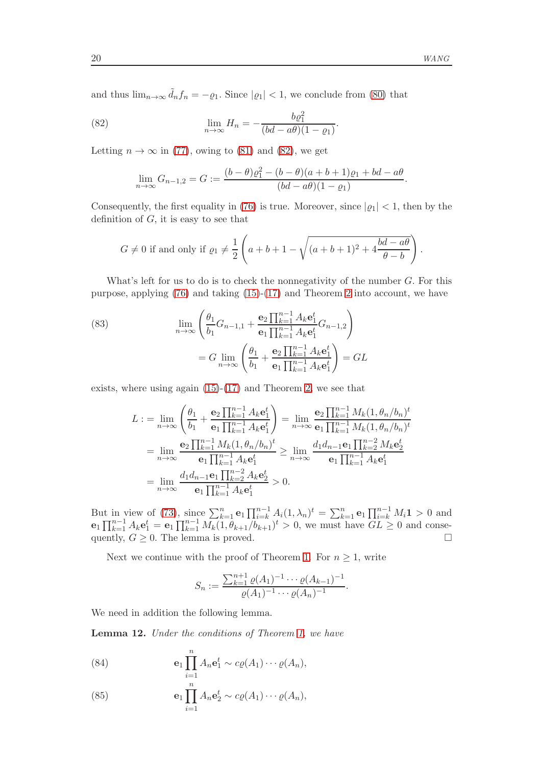and thus $\lim_{n\to\infty} \tilde{d}_n f_n = -\varrho_1$. Since $|\varrho_1| < 1$, we conclude from (80) that

$$\lim_{n\to\infty} H_n = -\frac{b\varrho_1^2}{(bd - a\theta)(1-\varrho_1)}. \tag{82}$$

Letting $n \to \infty$ in (77), owing to (81) and (82), we get

$$\lim_{n\to\infty} G_{n-1,2} = G := \frac{(b-\theta)\varrho_1^2 - (b-\theta)(a+b+1)\varrho_1 + bd - a\theta}{(bd-a\theta)(1-\varrho_1)}.$$

Consequently, the first equality in (76) is true. Moreover, since $|\varrho_1| < 1$, then by the definition of $G$, it is easy to see that

$$G \neq 0 \text{ if and only if } \varrho_1 \neq \frac{1}{2}\left(a+b+1-\sqrt{(a+b+1)^2 + 4\frac{bd-a\theta}{\theta-b}}\right).$$

What's left for us to do is to check the nonnegativity of the number $G$. For this purpose, applying (76) and taking (15)-(17) and Theorem 2 into account, we have

$$\begin{aligned}\lim_{n\to\infty}&\left(\frac{\theta_1}{b_1}G_{n-1,1} + \frac{\mathbf{e}_2\prod_{k=1}^{n-1}A_k\mathbf{e}_1^t}{\mathbf{e}_1\prod_{k=1}^{n-1}A_k\mathbf{e}_1^t}G_{n-1,2}\right)\\ &= G\lim_{n\to\infty}\left(\frac{\theta_1}{b_1} + \frac{\mathbf{e}_2\prod_{k=1}^{n-1}A_k\mathbf{e}_1^t}{\mathbf{e}_1\prod_{k=1}^{n-1}A_k\mathbf{e}_1^t}\right) = GL\end{aligned} \tag{83}$$

exists, where using again (15)-(17) and Theorem 2, we see that

$$\begin{aligned}L :&= \lim_{n\to\infty}\left(\frac{\theta_1}{b_1} + \frac{\mathbf{e}_2\prod_{k=1}^{n-1}A_k\mathbf{e}_1^t}{\mathbf{e}_1\prod_{k=1}^{n-1}A_k\mathbf{e}_1^t}\right) = \lim_{n\to\infty}\frac{\mathbf{e}_2\prod_{k=1}^{n-1}M_k(1,\theta_n/b_n)^t}{\mathbf{e}_1\prod_{k=1}^{n-1}M_k(1,\theta_n/b_n)^t}\\ &= \lim_{n\to\infty}\frac{\mathbf{e}_2\prod_{k=1}^{n-1}M_k(1,\theta_n/b_n)^t}{\mathbf{e}_1\prod_{k=1}^{n-1}A_k\mathbf{e}_1^t} \geq \lim_{n\to\infty}\frac{d_1 d_{n-1}\mathbf{e}_1\prod_{k=2}^{n-2}M_k\mathbf{e}_2^t}{\mathbf{e}_1\prod_{k=1}^{n-1}A_k\mathbf{e}_1^t}\\ &= \lim_{n\to\infty}\frac{d_1 d_{n-1}\mathbf{e}_1\prod_{k=2}^{n-2}A_k\mathbf{e}_2^t}{\mathbf{e}_1\prod_{k=1}^{n-1}A_k\mathbf{e}_1^t} > 0.\end{aligned}$$

But in view of (73), since $\sum_{k=1}^n \mathbf{e}_1\prod_{i=k}^{n-1}A_i(1,\lambda_n)^t = \sum_{k=1}^n \mathbf{e}_1\prod_{i=k}^{n-1}M_i\mathbf{1} > 0$ and $\mathbf{e}_1\prod_{k=1}^{n-1}A_k\mathbf{e}_1^t = \mathbf{e}_1\prod_{k=1}^{n-1}M_k(1,\theta_{k+1}/b_{k+1})^t > 0$, we must have $GL \geq 0$ and consequently, $G \geq 0$. The lemma is proved. $\square$

Next we continue with the proof of Theorem 1. For $n \geq 1$, write

$$S_n := \frac{\sum_{k=1}^{n+1}\varrho(A_1)^{-1}\cdots\varrho(A_{k-1})^{-1}}{\varrho(A_1)^{-1}\cdots\varrho(A_n)^{-1}}.$$

We need in addition the following lemma.

**Lemma 12.** *Under the conditions of Theorem 1, we have*

$$\mathbf{e}_1\prod_{i=1}^n A_n\mathbf{e}_1^t \sim c\varrho(A_1)\cdots\varrho(A_n), \tag{84}$$

$$\mathbf{e}_1\prod_{i=1}^n A_n\mathbf{e}_2^t \sim c\varrho(A_1)\cdots\varrho(A_n), \tag{85}$$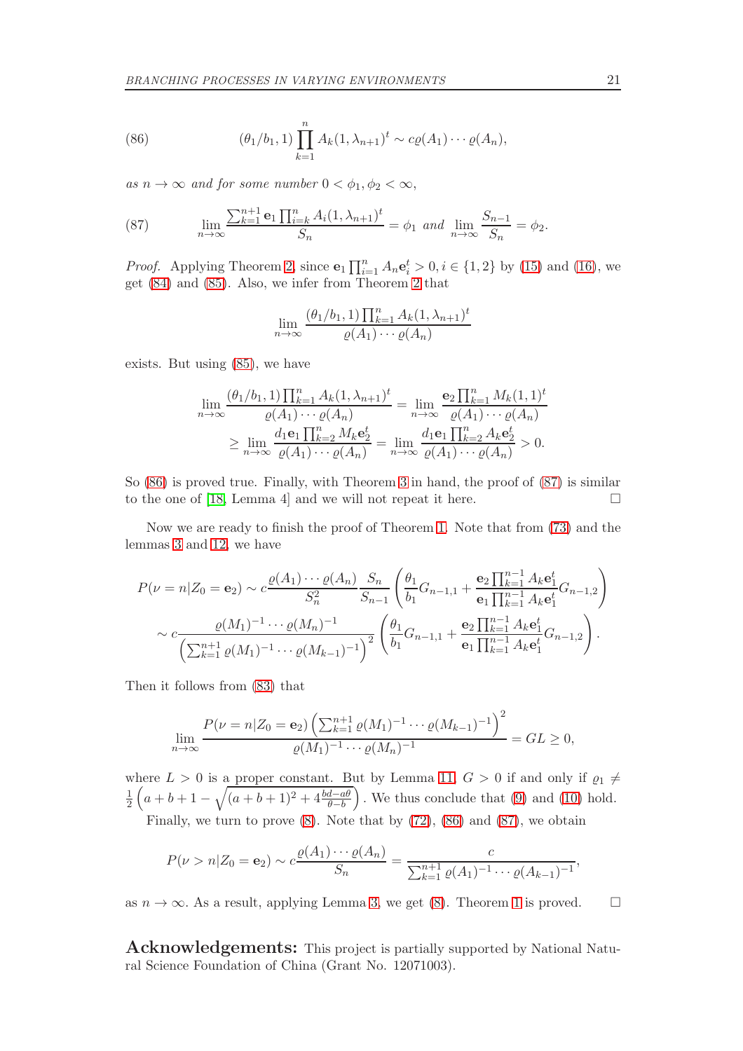$$(\theta_1/b_1, 1)\prod_{k=1}^n A_k(1,\lambda_{n+1})^t \sim c\varrho(A_1)\cdots\varrho(A_n), \tag{86}$$

*as $n\to\infty$ and for some number $0<\phi_1,\phi_2<\infty$,*

$$\lim_{n\to\infty}\frac{\sum_{k=1}^{n+1}\mathbf{e}_1\prod_{i=k}^n A_i(1,\lambda_{n+1})^t}{S_n}=\phi_1 \text{ and } \lim_{n\to\infty}\frac{S_{n-1}}{S_n}=\phi_2. \tag{87}$$

*Proof.* Applying Theorem 2, since $\mathbf{e}_1\prod_{i=1}^n A_n\mathbf{e}_i^t>0, i\in\{1,2\}$ by (15) and (16), we get (84) and (85). Also, we infer from Theorem 2 that

$$\lim_{n\to\infty}\frac{(\theta_1/b_1,1)\prod_{k=1}^n A_k(1,\lambda_{n+1})^t}{\varrho(A_1)\cdots\varrho(A_n)}$$

exists. But using (85), we have

$$\begin{aligned}\lim_{n\to\infty}\frac{(\theta_1/b_1,1)\prod_{k=1}^n A_k(1,\lambda_{n+1})^t}{\varrho(A_1)\cdots\varrho(A_n)}&=\lim_{n\to\infty}\frac{\mathbf{e}_2\prod_{k=1}^n M_k(1,1)^t}{\varrho(A_1)\cdots\varrho(A_n)}\\ &\geq \lim_{n\to\infty}\frac{d_1\mathbf{e}_1\prod_{k=2}^n M_k\mathbf{e}_2^t}{\varrho(A_1)\cdots\varrho(A_n)}=\lim_{n\to\infty}\frac{d_1\mathbf{e}_1\prod_{k=2}^n A_k\mathbf{e}_2^t}{\varrho(A_1)\cdots\varrho(A_n)}>0.\end{aligned}$$

So (86) is proved true. Finally, with Theorem 3 in hand, the proof of (87) is similar to the one of [18, Lemma 4] and we will not repeat it here. □

Now we are ready to finish the proof of Theorem 1. Note that from (73) and the lemmas 3 and 12, we have

$$\begin{aligned}P(\nu=n|Z_0=\mathbf{e}_2)&\sim c\frac{\varrho(A_1)\cdots\varrho(A_n)}{S_n^2}\frac{S_n}{S_{n-1}}\left(\frac{\theta_1}{b_1}G_{n-1,1}+\frac{\mathbf{e}_2\prod_{k=1}^{n-1}A_k\mathbf{e}_1^t}{\mathbf{e}_1\prod_{k=1}^{n-1}A_k\mathbf{e}_1^t}G_{n-1,2}\right)\\ &\sim c\frac{\varrho(M_1)^{-1}\cdots\varrho(M_n)^{-1}}{\left(\sum_{k=1}^{n+1}\varrho(M_1)^{-1}\cdots\varrho(M_{k-1})^{-1}\right)^2}\left(\frac{\theta_1}{b_1}G_{n-1,1}+\frac{\mathbf{e}_2\prod_{k=1}^{n-1}A_k\mathbf{e}_1^t}{\mathbf{e}_1\prod_{k=1}^{n-1}A_k\mathbf{e}_1^t}G_{n-1,2}\right).\end{aligned}$$

Then it follows from (83) that

$$\lim_{n\to\infty}\frac{P(\nu=n|Z_0=\mathbf{e}_2)\left(\sum_{k=1}^{n+1}\varrho(M_1)^{-1}\cdots\varrho(M_{k-1})^{-1}\right)^2}{\varrho(M_1)^{-1}\cdots\varrho(M_n)^{-1}}=GL\geq 0,$$

where $L>0$ is a proper constant. But by Lemma 11, $G>0$ if and only if $\varrho_1\neq\frac{1}{2}\left(a+b+1-\sqrt{(a+b+1)^2+4\frac{bd-a\theta}{\theta-b}}\right)$. We thus conclude that (9) and (10) hold.

Finally, we turn to prove (8). Note that by (72), (86) and (87), we obtain

$$P(\nu>n|Z_0=\mathbf{e}_2)\sim c\frac{\varrho(A_1)\cdots\varrho(A_n)}{S_n}=\frac{c}{\sum_{k=1}^{n+1}\varrho(A_1)^{-1}\cdots\varrho(A_{k-1})^{-1}},$$

as $n\to\infty$. As a result, applying Lemma 3, we get (8). Theorem 1 is proved. □

**Acknowledgements:** This project is partially supported by National Natural Science Foundation of China (Grant No. 12071003).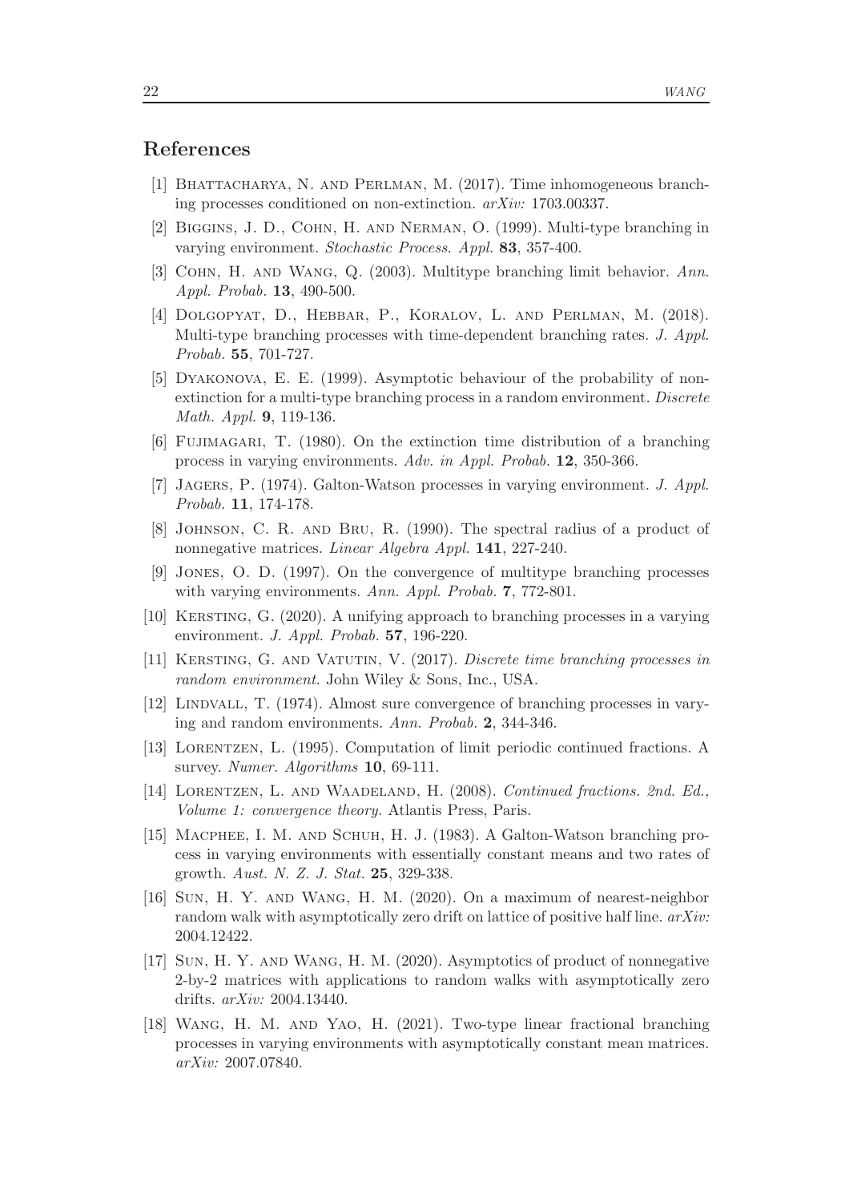## References

[1] Bhattacharya, N. and Perlman, M. (2017). Time inhomogeneous branching processes conditioned on non-extinction. *arXiv:* 1703.00337.

[2] Biggins, J. D., Cohn, H. and Nerman, O. (1999). Multi-type branching in varying environment. *Stochastic Process. Appl.* **83**, 357-400.

[3] Cohn, H. and Wang, Q. (2003). Multitype branching limit behavior. *Ann. Appl. Probab.* **13**, 490-500.

[4] Dolgopyat, D., Hebbar, P., Koralov, L. and Perlman, M. (2018). Multi-type branching processes with time-dependent branching rates. *J. Appl. Probab.* **55**, 701-727.

[5] Dyakonova, E. E. (1999). Asymptotic behaviour of the probability of non-extinction for a multi-type branching process in a random environment. *Discrete Math. Appl.* **9**, 119-136.

[6] Fujimagari, T. (1980). On the extinction time distribution of a branching process in varying environments. *Adv. in Appl. Probab.* **12**, 350-366.

[7] Jagers, P. (1974). Galton-Watson processes in varying environment. *J. Appl. Probab.* **11**, 174-178.

[8] Johnson, C. R. and Bru, R. (1990). The spectral radius of a product of nonnegative matrices. *Linear Algebra Appl.* **141**, 227-240.

[9] Jones, O. D. (1997). On the convergence of multitype branching processes with varying environments. *Ann. Appl. Probab.* **7**, 772-801.

[10] Kersting, G. (2020). A unifying approach to branching processes in a varying environment. *J. Appl. Probab.* **57**, 196-220.

[11] Kersting, G. and Vatutin, V. (2017). *Discrete time branching processes in random environment.* John Wiley & Sons, Inc., USA.

[12] Lindvall, T. (1974). Almost sure convergence of branching processes in varying and random environments. *Ann. Probab.* **2**, 344-346.

[13] Lorentzen, L. (1995). Computation of limit periodic continued fractions. A survey. *Numer. Algorithms* **10**, 69-111.

[14] Lorentzen, L. and Waadeland, H. (2008). *Continued fractions. 2nd. Ed., Volume 1: convergence theory.* Atlantis Press, Paris.

[15] Macphee, I. M. and Schuh, H. J. (1983). A Galton-Watson branching process in varying environments with essentially constant means and two rates of growth. *Aust. N. Z. J. Stat.* **25**, 329-338.

[16] Sun, H. Y. and Wang, H. M. (2020). On a maximum of nearest-neighbor random walk with asymptotically zero drift on lattice of positive half line. *arXiv:* 2004.12422.

[17] Sun, H. Y. and Wang, H. M. (2020). Asymptotics of product of nonnegative 2-by-2 matrices with applications to random walks with asymptotically zero drifts. *arXiv:* 2004.13440.

[18] Wang, H. M. and Yao, H. (2021). Two-type linear fractional branching processes in varying environments with asymptotically constant mean matrices. *arXiv:* 2007.07840.